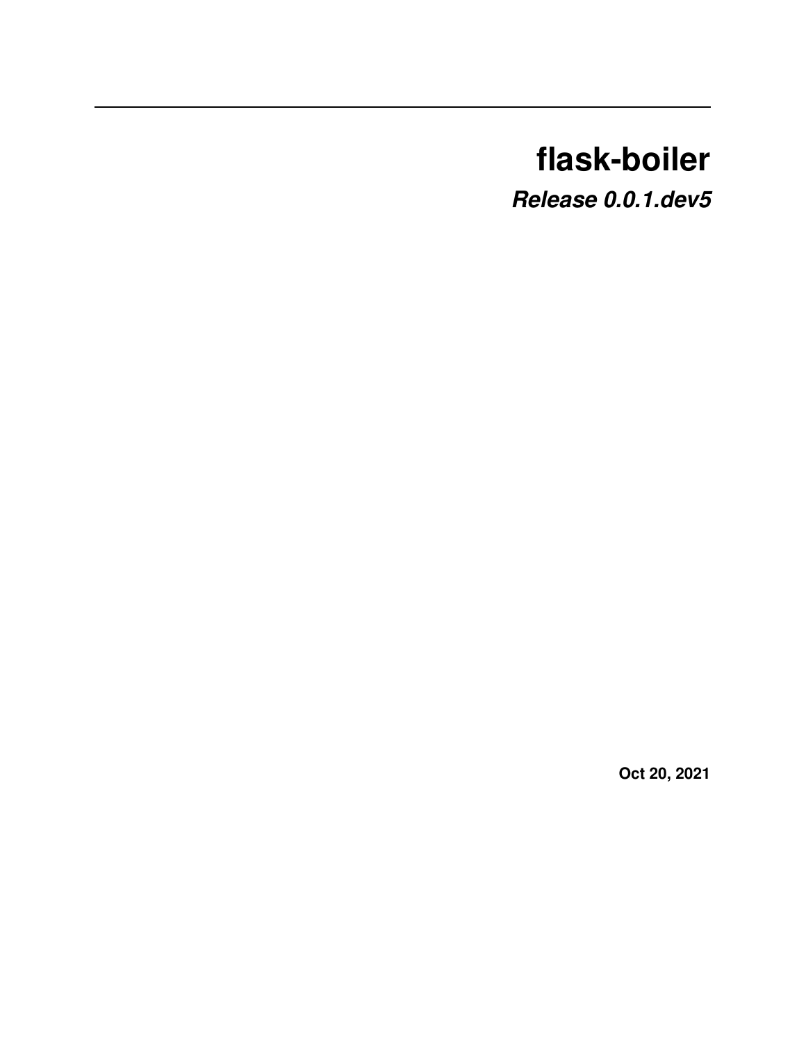# flask-boiler

***Release 0.0.1.dev5***

**Oct 20, 2021**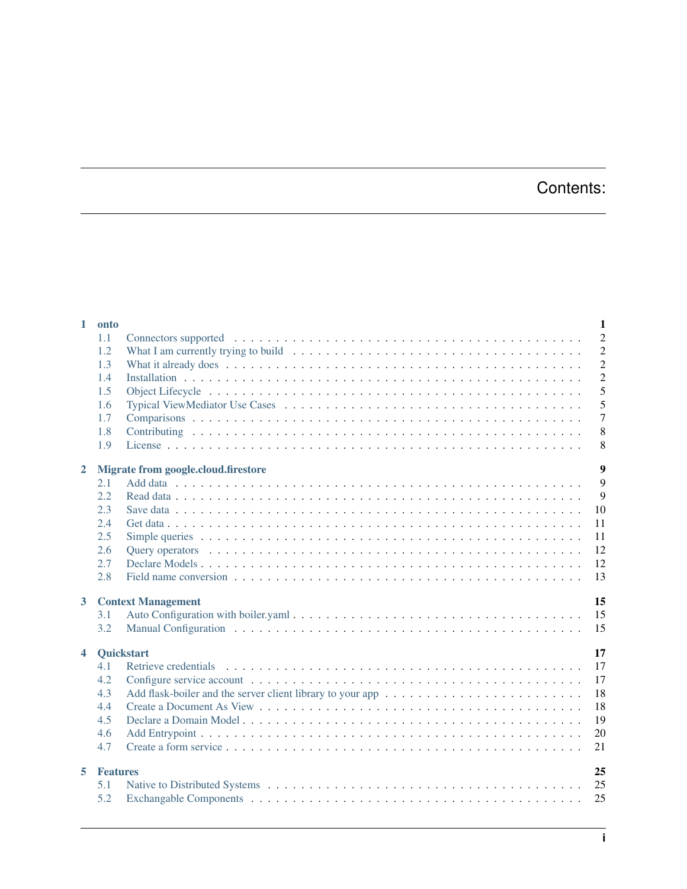# Contents:

- **1 onto** — 1
  - 1.1 Connectors supported — 2
  - 1.2 What I am currently trying to build — 2
  - 1.3 What it already does — 2
  - 1.4 Installation — 2
  - 1.5 Object Lifecycle — 5
  - 1.6 Typical ViewMediator Use Cases — 5
  - 1.7 Comparisons — 7
  - 1.8 Contributing — 8
  - 1.9 License — 8
- **2 Migrate from google.cloud.firestore** — 9
  - 2.1 Add data — 9
  - 2.2 Read data — 9
  - 2.3 Save data — 10
  - 2.4 Get data — 11
  - 2.5 Simple queries — 11
  - 2.6 Query operators — 12
  - 2.7 Declare Models — 12
  - 2.8 Field name conversion — 13
- **3 Context Management** — 15
  - 3.1 Auto Configuration with boiler.yaml — 15
  - 3.2 Manual Configuration — 15
- **4 Quickstart** — 17
  - 4.1 Retrieve credentials — 17
  - 4.2 Configure service account — 17
  - 4.3 Add flask-boiler and the server client library to your app — 18
  - 4.4 Create a Document As View — 18
  - 4.5 Declare a Domain Model — 19
  - 4.6 Add Entrypoint — 20
  - 4.7 Create a form service — 21
- **5 Features** — 25
  - 5.1 Native to Distributed Systems — 25
  - 5.2 Exchangable Components — 25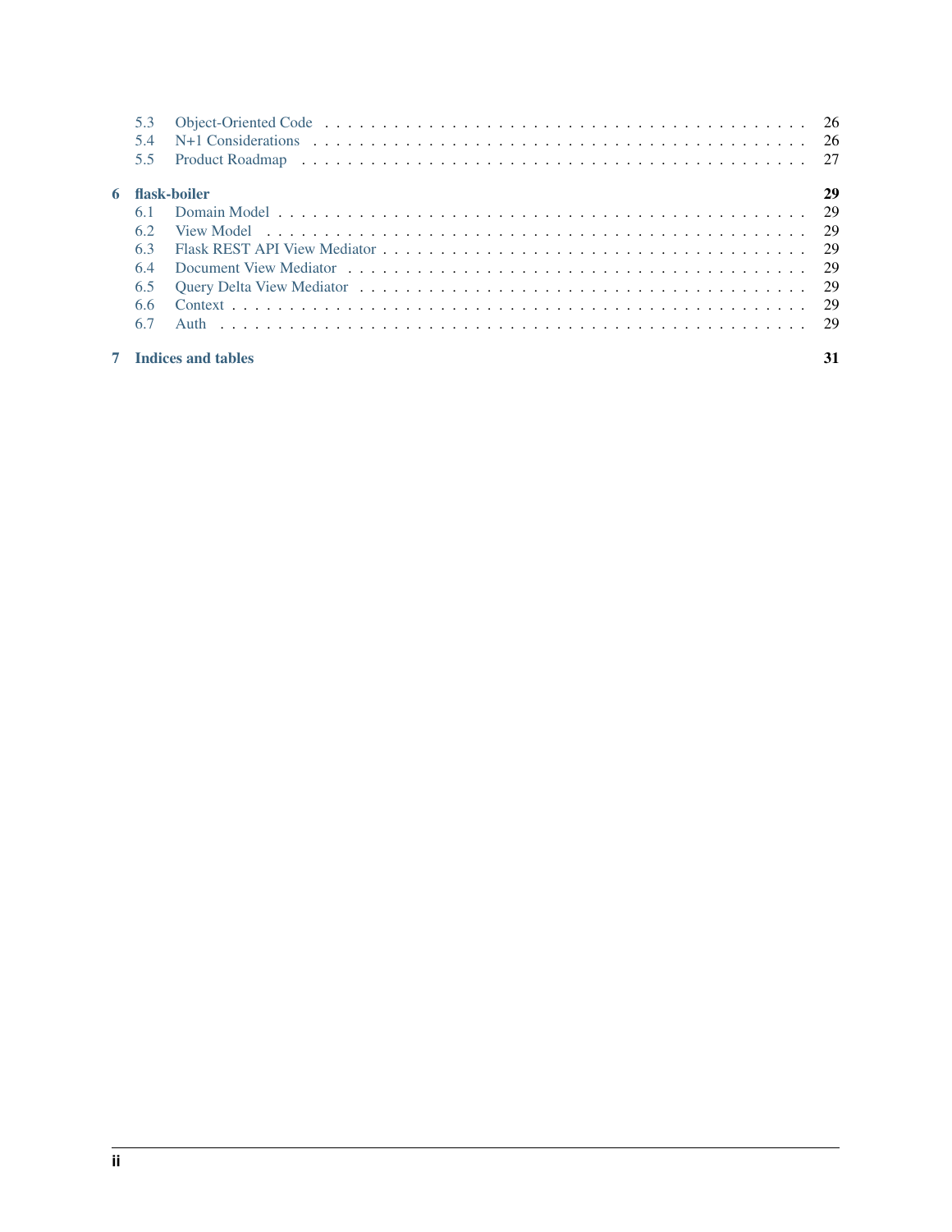5.3 Object-Oriented Code . . . . . . . . . . 26
5.4 N+1 Considerations . . . . . . . . . . 26
5.5 Product Roadmap . . . . . . . . . . 27

**6 flask-boiler** **29**

6.1 Domain Model . . . . . . . . . . 29
6.2 View Model . . . . . . . . . . 29
6.3 Flask REST API View Mediator . . . . . . . . . . 29
6.4 Document View Mediator . . . . . . . . . . 29
6.5 Query Delta View Mediator . . . . . . . . . . 29
6.6 Context . . . . . . . . . . 29
6.7 Auth . . . . . . . . . . 29

**7 Indices and tables** **31**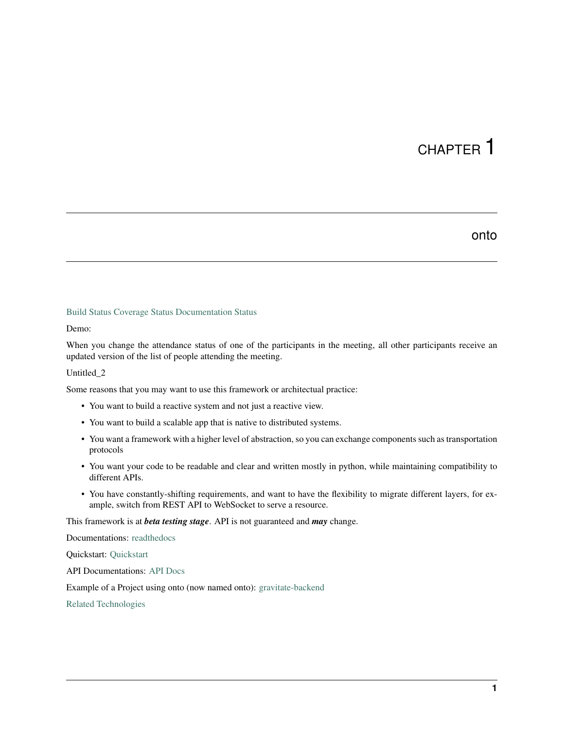# CHAPTER 1

## onto

Build Status Coverage Status Documentation Status

Demo:

When you change the attendance status of one of the participants in the meeting, all other participants receive an updated version of the list of people attending the meeting.

Untitled_2

Some reasons that you may want to use this framework or architectual practice:

- You want to build a reactive system and not just a reactive view.
- You want to build a scalable app that is native to distributed systems.
- You want a framework with a higher level of abstraction, so you can exchange components such as transportation protocols
- You want your code to be readable and clear and written mostly in python, while maintaining compatibility to different APIs.
- You have constantly-shifting requirements, and want to have the flexibility to migrate different layers, for example, switch from REST API to WebSocket to serve a resource.

This framework is at ***beta testing stage***. API is not guaranteed and ***may*** change.

Documentations: readthedocs

Quickstart: Quickstart

API Documentations: API Docs

Example of a Project using onto (now named onto): gravitate-backend

Related Technologies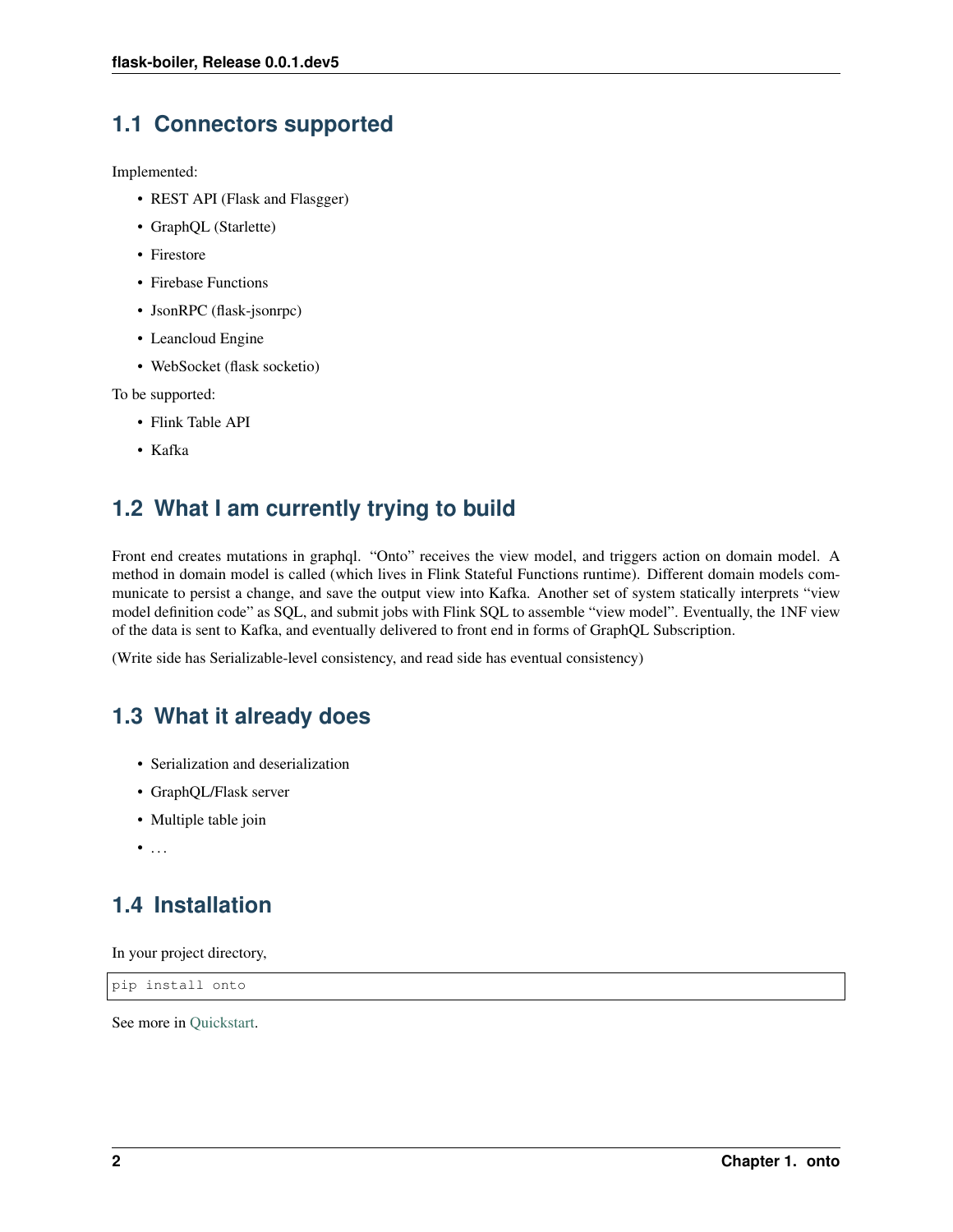## 1.1 Connectors supported

Implemented:

- REST API (Flask and Flasgger)
- GraphQL (Starlette)
- Firestore
- Firebase Functions
- JsonRPC (flask-jsonrpc)
- Leancloud Engine
- WebSocket (flask socketio)

To be supported:

- Flink Table API
- Kafka

## 1.2 What I am currently trying to build

Front end creates mutations in graphql. "Onto" receives the view model, and triggers action on domain model. A method in domain model is called (which lives in Flink Stateful Functions runtime). Different domain models communicate to persist a change, and save the output view into Kafka. Another set of system statically interprets "view model definition code" as SQL, and submit jobs with Flink SQL to assemble "view model". Eventually, the 1NF view of the data is sent to Kafka, and eventually delivered to front end in forms of GraphQL Subscription.

(Write side has Serializable-level consistency, and read side has eventual consistency)

## 1.3 What it already does

- Serialization and deserialization
- GraphQL/Flask server
- Multiple table join
- ...

## 1.4 Installation

In your project directory,

```
pip install onto
```

See more in Quickstart.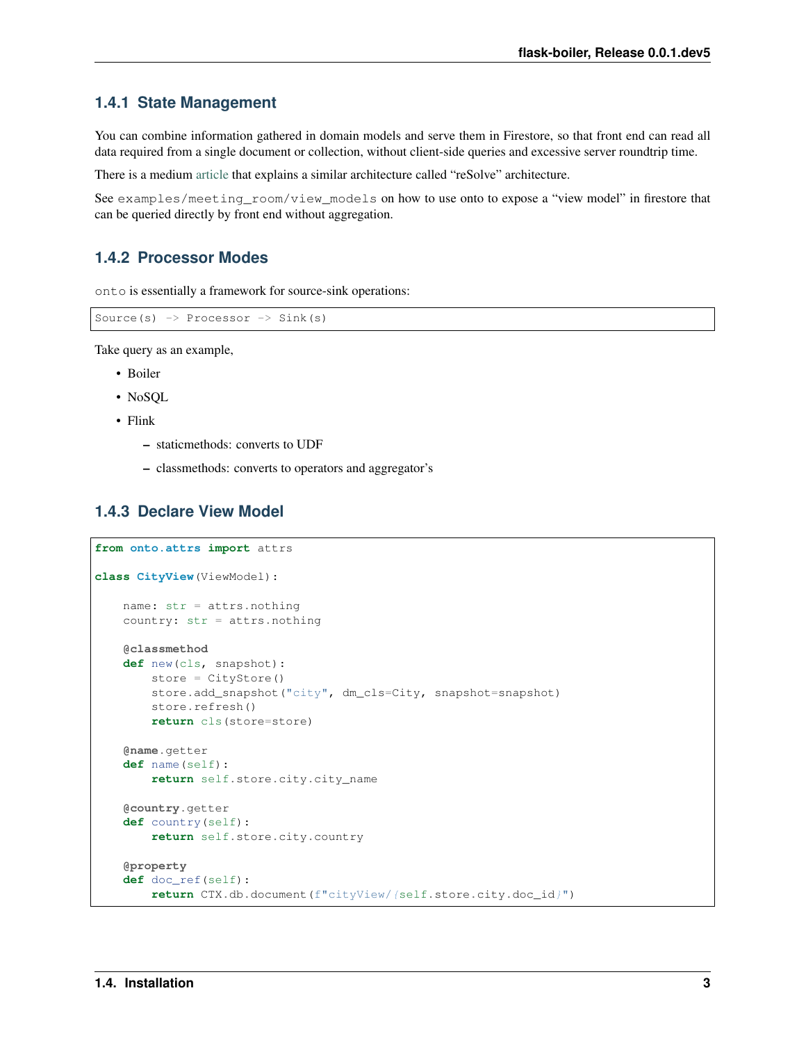### 1.4.1 State Management

You can combine information gathered in domain models and serve them in Firestore, so that front end can read all data required from a single document or collection, without client-side queries and excessive server roundtrip time.

There is a medium article that explains a similar architecture called "reSolve" architecture.

See `examples/meeting_room/view_models` on how to use onto to expose a "view model" in firestore that can be queried directly by front end without aggregation.

### 1.4.2 Processor Modes

`onto` is essentially a framework for source-sink operations:

```
Source(s) -> Processor -> Sink(s)
```

Take query as an example,

- Boiler
- NoSQL
- Flink
  - staticmethods: converts to UDF
  - classmethods: converts to operators and aggregator's

### 1.4.3 Declare View Model

```python
from onto.attrs import attrs

class CityView(ViewModel):

    name: str = attrs.nothing
    country: str = attrs.nothing

    @classmethod
    def new(cls, snapshot):
        store = CityStore()
        store.add_snapshot("city", dm_cls=City, snapshot=snapshot)
        store.refresh()
        return cls(store=store)

    @name.getter
    def name(self):
        return self.store.city.city_name

    @country.getter
    def country(self):
        return self.store.city.country

    @property
    def doc_ref(self):
        return CTX.db.document(f"cityView/{self.store.city.doc_id}")
```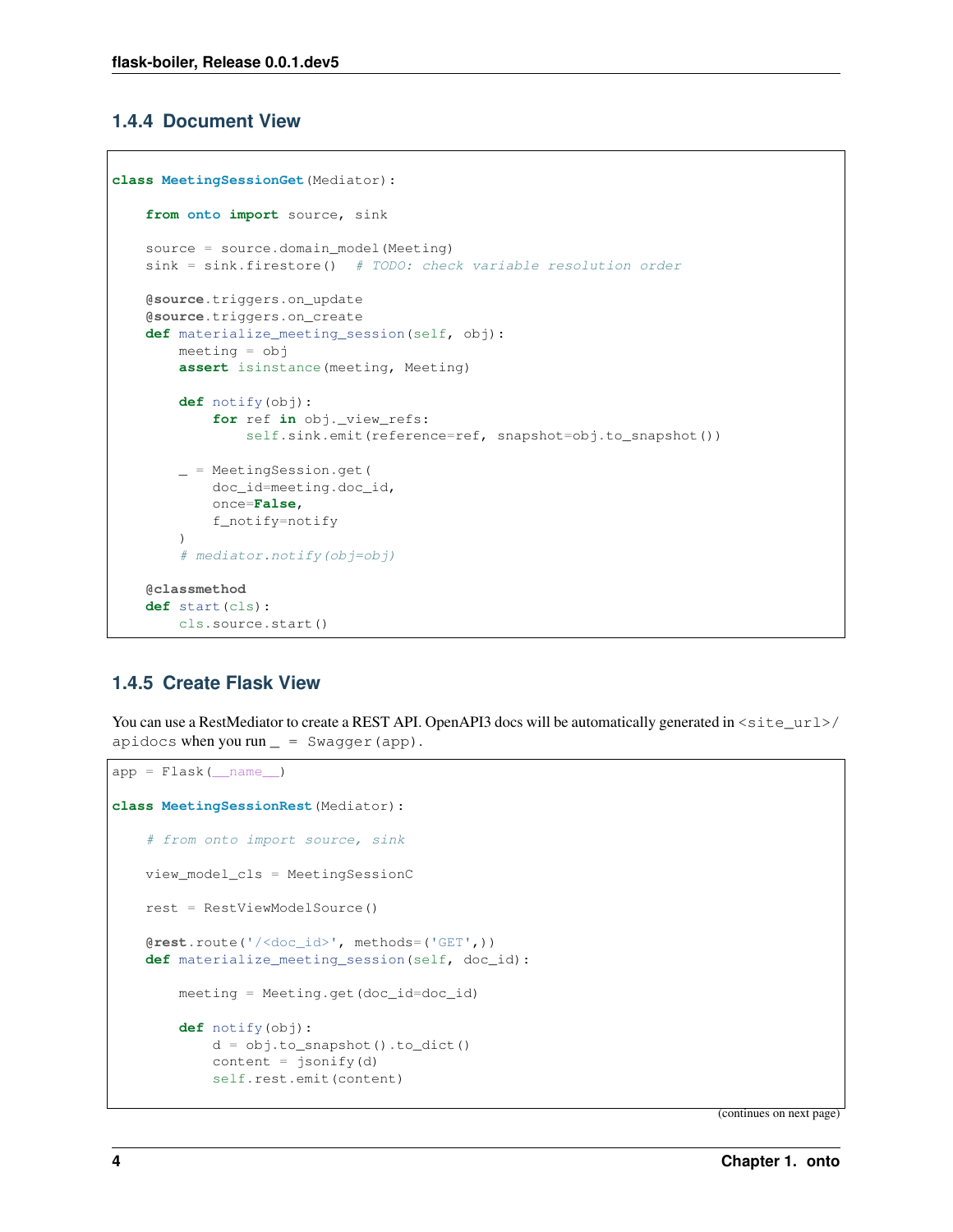### 1.4.4 Document View

```
class MeetingSessionGet(Mediator):

    from onto import source, sink

    source = source.domain_model(Meeting)
    sink = sink.firestore()  # TODO: check variable resolution order

    @source.triggers.on_update
    @source.triggers.on_create
    def materialize_meeting_session(self, obj):
        meeting = obj
        assert isinstance(meeting, Meeting)

        def notify(obj):
            for ref in obj._view_refs:
                self.sink.emit(reference=ref, snapshot=obj.to_snapshot())

        _ = MeetingSession.get(
            doc_id=meeting.doc_id,
            once=False,
            f_notify=notify
        )
        # mediator.notify(obj=obj)

    @classmethod
    def start(cls):
        cls.source.start()
```

### 1.4.5 Create Flask View

You can use a RestMediator to create a REST API. OpenAPI3 docs will be automatically generated in `<site_url>/apidocs` when you run `_ = Swagger(app)`.

```
app = Flask(__name__)

class MeetingSessionRest(Mediator):

    # from onto import source, sink

    view_model_cls = MeetingSessionC

    rest = RestViewModelSource()

    @rest.route('/<doc_id>', methods=('GET',))
    def materialize_meeting_session(self, doc_id):

        meeting = Meeting.get(doc_id=doc_id)

        def notify(obj):
            d = obj.to_snapshot().to_dict()
            content = jsonify(d)
            self.rest.emit(content)
```

(continues on next page)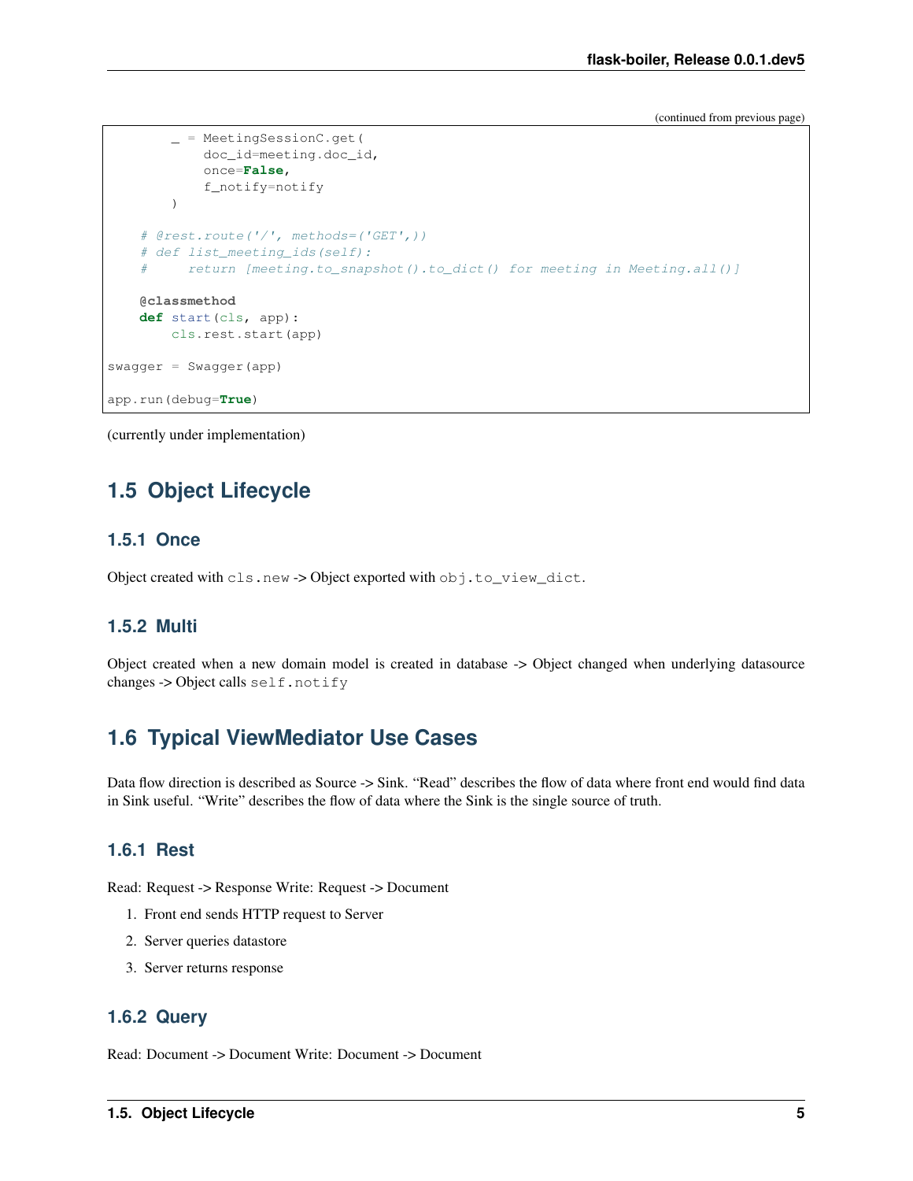(continued from previous page)

```
        _ = MeetingSessionC.get(
            doc_id=meeting.doc_id,
            once=False,
            f_notify=notify
        )

    # @rest.route('/', methods=('GET',))
    # def list_meeting_ids(self):
    #     return [meeting.to_snapshot().to_dict() for meeting in Meeting.all()]

    @classmethod
    def start(cls, app):
        cls.rest.start(app)

swagger = Swagger(app)

app.run(debug=True)
```

(currently under implementation)

## 1.5 Object Lifecycle

### 1.5.1 Once

Object created with `cls.new` -> Object exported with `obj.to_view_dict`.

### 1.5.2 Multi

Object created when a new domain model is created in database -> Object changed when underlying datasource changes -> Object calls `self.notify`

## 1.6 Typical ViewMediator Use Cases

Data flow direction is described as Source -> Sink. "Read" describes the flow of data where front end would find data in Sink useful. "Write" describes the flow of data where the Sink is the single source of truth.

### 1.6.1 Rest

Read: Request -> Response Write: Request -> Document

1. Front end sends HTTP request to Server
2. Server queries datastore
3. Server returns response

### 1.6.2 Query

Read: Document -> Document Write: Document -> Document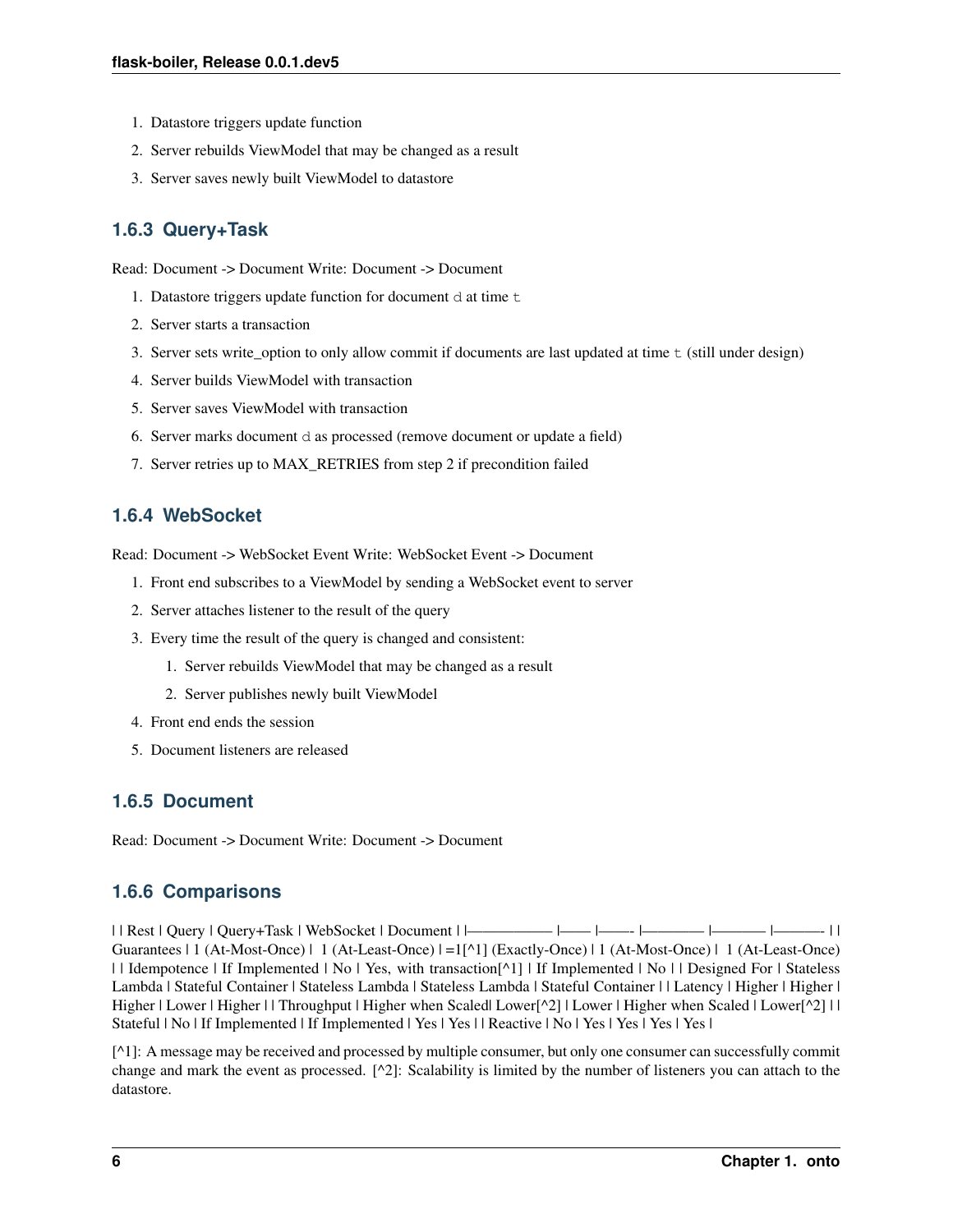1. Datastore triggers update function
2. Server rebuilds ViewModel that may be changed as a result
3. Server saves newly built ViewModel to datastore

### 1.6.3 Query+Task

Read: Document -> Document Write: Document -> Document

1. Datastore triggers update function for document `d` at time `t`
2. Server starts a transaction
3. Server sets write_option to only allow commit if documents are last updated at time `t` (still under design)
4. Server builds ViewModel with transaction
5. Server saves ViewModel with transaction
6. Server marks document `d` as processed (remove document or update a field)
7. Server retries up to MAX_RETRIES from step 2 if precondition failed

### 1.6.4 WebSocket

Read: Document -> WebSocket Event Write: WebSocket Event -> Document

1. Front end subscribes to a ViewModel by sending a WebSocket event to server
2. Server attaches listener to the result of the query
3. Every time the result of the query is changed and consistent:
   1. Server rebuilds ViewModel that may be changed as a result
   2. Server publishes newly built ViewModel
4. Front end ends the session
5. Document listeners are released

### 1.6.5 Document

Read: Document -> Document Write: Document -> Document

### 1.6.6 Comparisons

| | Rest | Query | Query+Task | WebSocket | Document |
|---|---|---|---|---|---|
| Guarantees | 1 (At-Most-Once) | 1 (At-Least-Once) | =1[^1] (Exactly-Once) | 1 (At-Most-Once) | 1 (At-Least-Once) |
| Idempotence | If Implemented | No | Yes, with transaction[^1] | If Implemented | No |
| Designed For | Stateless Lambda | Stateful Container | Stateless Lambda | Stateless Lambda | Stateful Container |
| Latency | Higher | Higher | Higher | Lower | Higher |
| Throughput | Higher when Scaled | Lower[^2] | Lower | Higher when Scaled | Lower[^2] |
| Stateful | No | If Implemented | If Implemented | Yes | Yes |
| Reactive | No | Yes | Yes | Yes | Yes |

[^1]: A message may be received and processed by multiple consumer, but only one consumer can successfully commit change and mark the event as processed. [^2]: Scalability is limited by the number of listeners you can attach to the datastore.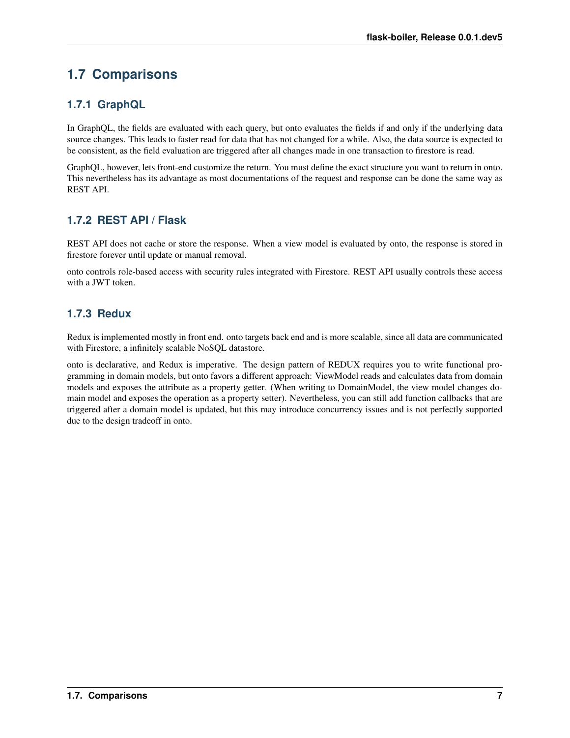## 1.7 Comparisons

### 1.7.1 GraphQL

In GraphQL, the fields are evaluated with each query, but onto evaluates the fields if and only if the underlying data source changes. This leads to faster read for data that has not changed for a while. Also, the data source is expected to be consistent, as the field evaluation are triggered after all changes made in one transaction to firestore is read.

GraphQL, however, lets front-end customize the return. You must define the exact structure you want to return in onto. This nevertheless has its advantage as most documentations of the request and response can be done the same way as REST API.

### 1.7.2 REST API / Flask

REST API does not cache or store the response. When a view model is evaluated by onto, the response is stored in firestore forever until update or manual removal.

onto controls role-based access with security rules integrated with Firestore. REST API usually controls these access with a JWT token.

### 1.7.3 Redux

Redux is implemented mostly in front end. onto targets back end and is more scalable, since all data are communicated with Firestore, a infinitely scalable NoSQL datastore.

onto is declarative, and Redux is imperative. The design pattern of REDUX requires you to write functional programming in domain models, but onto favors a different approach: ViewModel reads and calculates data from domain models and exposes the attribute as a property getter. (When writing to DomainModel, the view model changes domain model and exposes the operation as a property setter). Nevertheless, you can still add function callbacks that are triggered after a domain model is updated, but this may introduce concurrency issues and is not perfectly supported due to the design tradeoff in onto.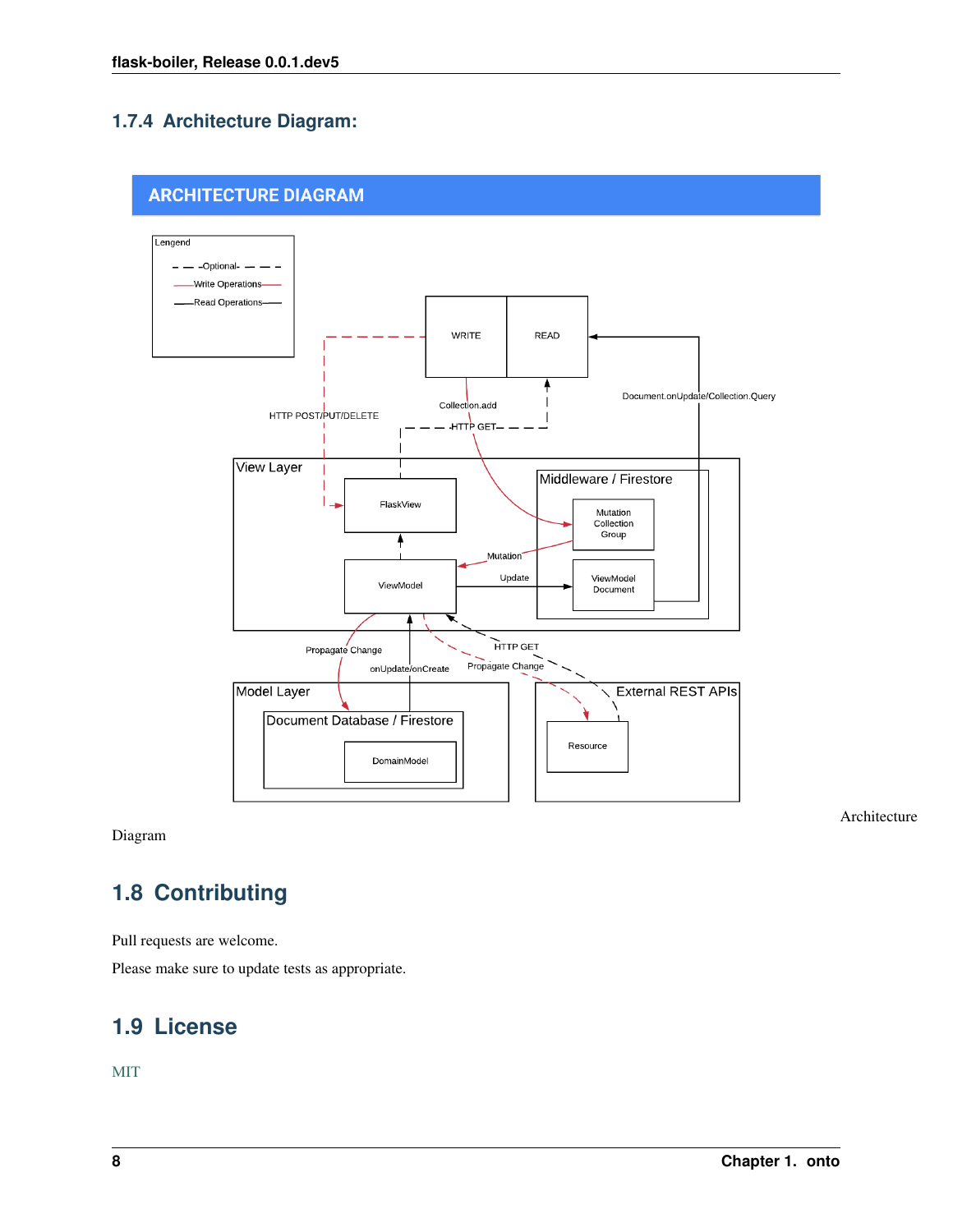### 1.7.4 Architecture Diagram:

Architecture Diagram

## 1.8 Contributing

Pull requests are welcome.

Please make sure to update tests as appropriate.

## 1.9 License

MIT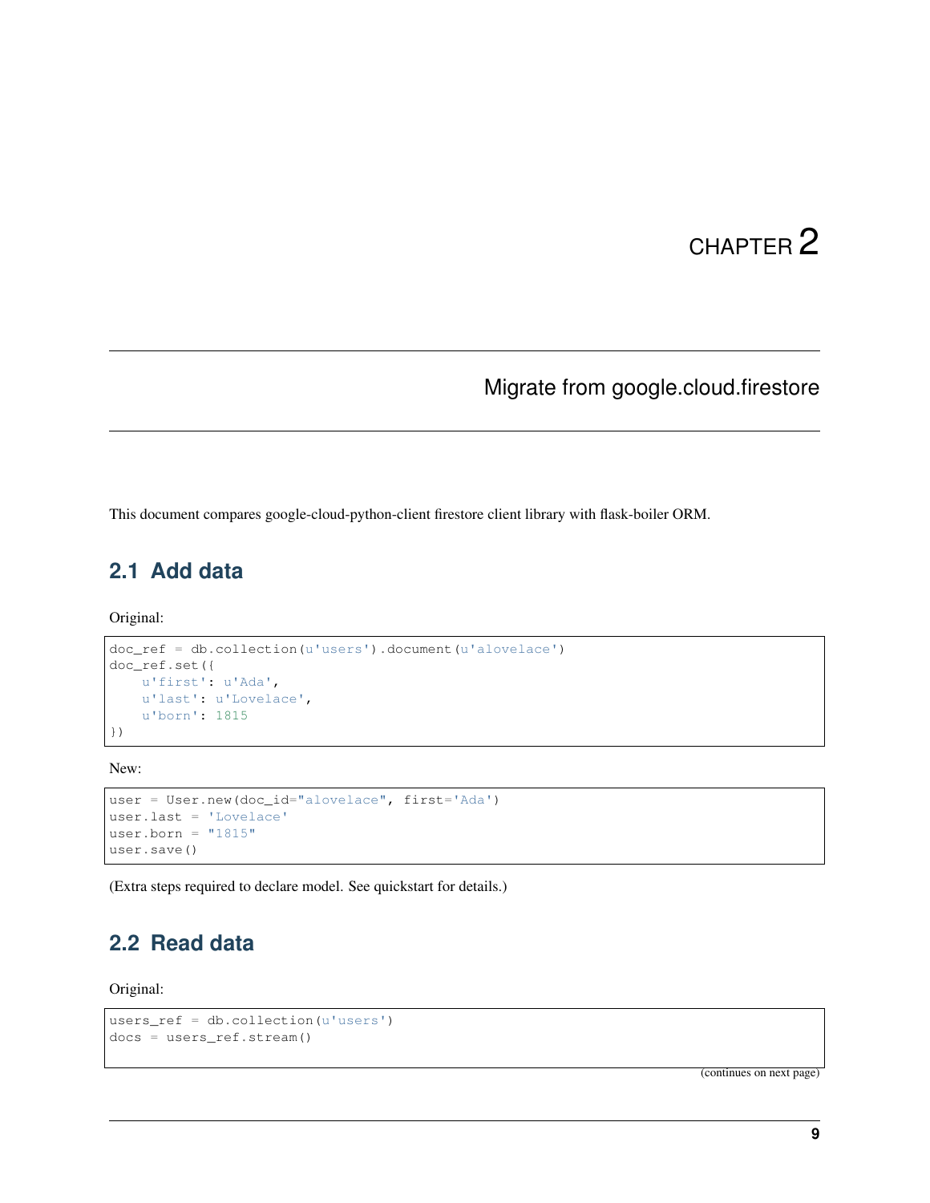# CHAPTER 2

## Migrate from google.cloud.firestore

This document compares google-cloud-python-client firestore client library with flask-boiler ORM.

### 2.1 Add data

Original:

```
doc_ref = db.collection(u'users').document(u'alovelace')
doc_ref.set({
    u'first': u'Ada',
    u'last': u'Lovelace',
    u'born': 1815
})
```

New:

```
user = User.new(doc_id="alovelace", first='Ada')
user.last = 'Lovelace'
user.born = "1815"
user.save()
```

(Extra steps required to declare model. See quickstart for details.)

### 2.2 Read data

Original:

```
users_ref = db.collection(u'users')
docs = users_ref.stream()
```

(continues on next page)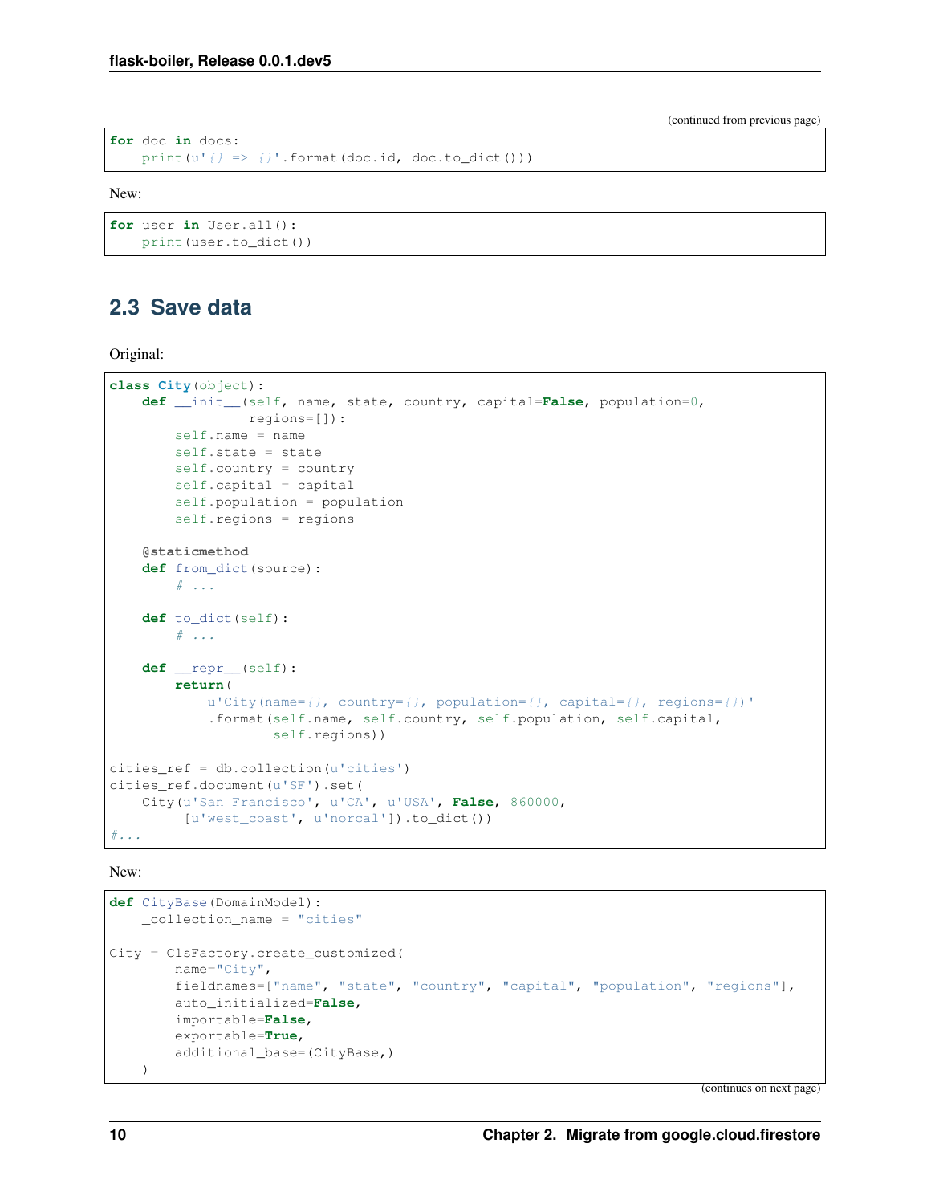(continued from previous page)

```
for doc in docs:
    print(u'{} => {}'.format(doc.id, doc.to_dict()))
```

New:

```
for user in User.all():
    print(user.to_dict())
```

## 2.3 Save data

Original:

```
class City(object):
    def __init__(self, name, state, country, capital=False, population=0,
                 regions=[]):
        self.name = name
        self.state = state
        self.country = country
        self.capital = capital
        self.population = population
        self.regions = regions

    @staticmethod
    def from_dict(source):
        # ...

    def to_dict(self):
        # ...

    def __repr__(self):
        return(
            u'City(name={}, country={}, population={}, capital={}, regions={})'
            .format(self.name, self.country, self.population, self.capital,
                    self.regions))

cities_ref = db.collection(u'cities')
cities_ref.document(u'SF').set(
    City(u'San Francisco', u'CA', u'USA', False, 860000,
         [u'west_coast', u'norcal']).to_dict())
#...
```

New:

```
def CityBase(DomainModel):
    _collection_name = "cities"

City = ClsFactory.create_customized(
        name="City",
        fieldnames=["name", "state", "country", "capital", "population", "regions"],
        auto_initialized=False,
        importable=False,
        exportable=True,
        additional_base=(CityBase,)
    )
```

(continues on next page)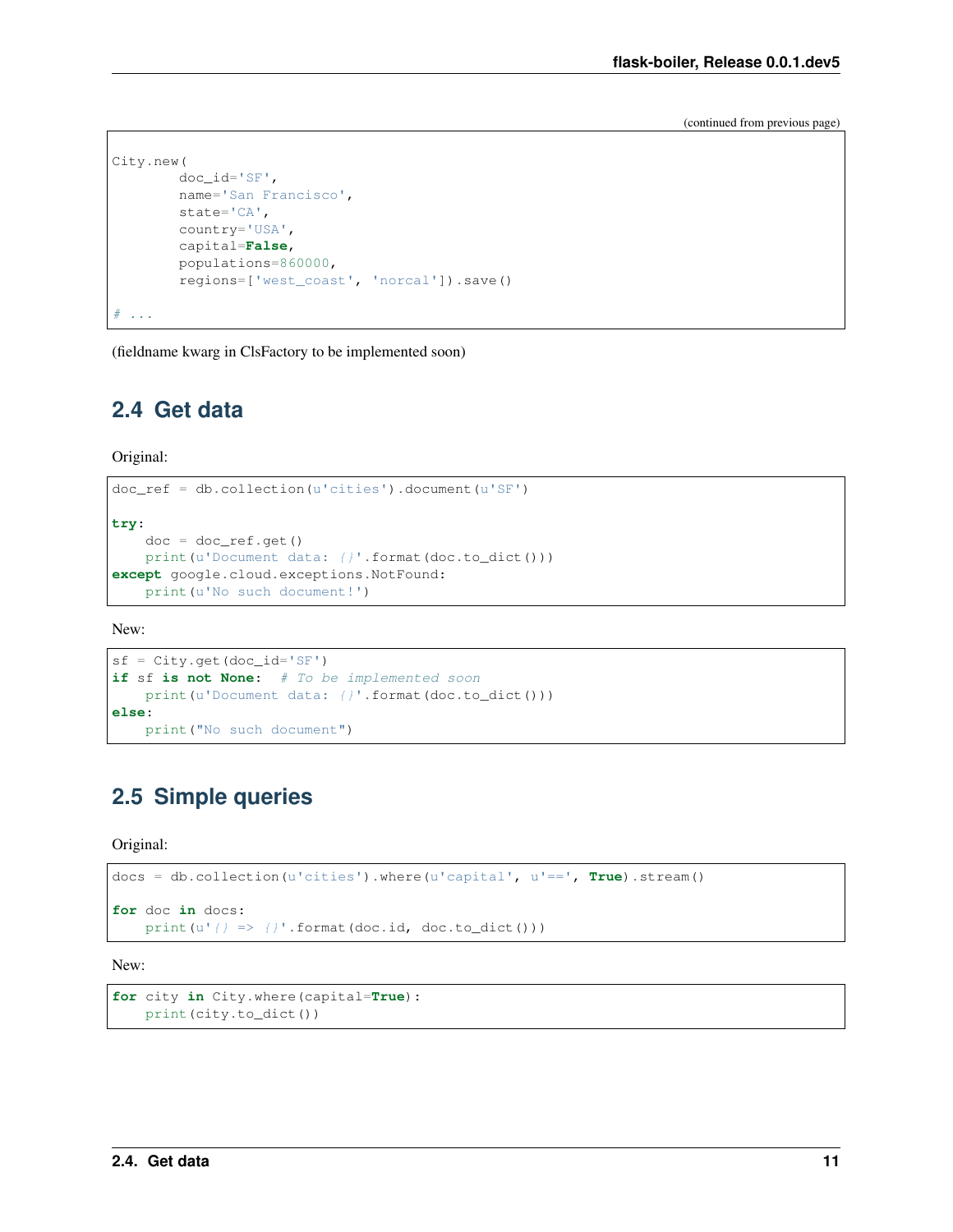(continued from previous page)

```
City.new(
        doc_id='SF',
        name='San Francisco',
        state='CA',
        country='USA',
        capital=False,
        populations=860000,
        regions=['west_coast', 'norcal']).save()

# ...
```

(fieldname kwarg in ClsFactory to be implemented soon)

## 2.4 Get data

Original:

```
doc_ref = db.collection(u'cities').document(u'SF')

try:
    doc = doc_ref.get()
    print(u'Document data: {}'.format(doc.to_dict()))
except google.cloud.exceptions.NotFound:
    print(u'No such document!')
```

New:

```
sf = City.get(doc_id='SF')
if sf is not None:  # To be implemented soon
    print(u'Document data: {}'.format(doc.to_dict()))
else:
    print("No such document")
```

## 2.5 Simple queries

Original:

```
docs = db.collection(u'cities').where(u'capital', u'==', True).stream()

for doc in docs:
    print(u'{} => {}'.format(doc.id, doc.to_dict()))
```

New:

```
for city in City.where(capital=True):
    print(city.to_dict())
```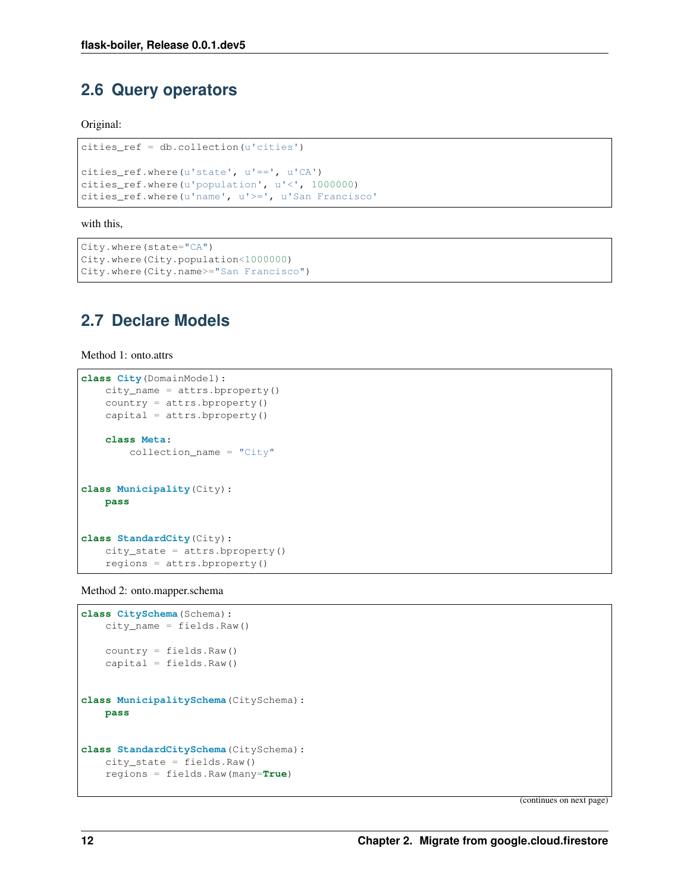## 2.6 Query operators

Original:

```
cities_ref = db.collection(u'cities')

cities_ref.where(u'state', u'==', u'CA')
cities_ref.where(u'population', u'<', 1000000)
cities_ref.where(u'name', u'>=', u'San Francisco'
```

with this,

```
City.where(state="CA")
City.where(City.population<1000000)
City.where(City.name>="San Francisco")
```

## 2.7 Declare Models

Method 1: onto.attrs

```
class City(DomainModel):
    city_name = attrs.bproperty()
    country = attrs.bproperty()
    capital = attrs.bproperty()

    class Meta:
        collection_name = "City"


class Municipality(City):
    pass


class StandardCity(City):
    city_state = attrs.bproperty()
    regions = attrs.bproperty()
```

Method 2: onto.mapper.schema

```
class CitySchema(Schema):
    city_name = fields.Raw()

    country = fields.Raw()
    capital = fields.Raw()


class MunicipalitySchema(CitySchema):
    pass


class StandardCitySchema(CitySchema):
    city_state = fields.Raw()
    regions = fields.Raw(many=True)
```

(continues on next page)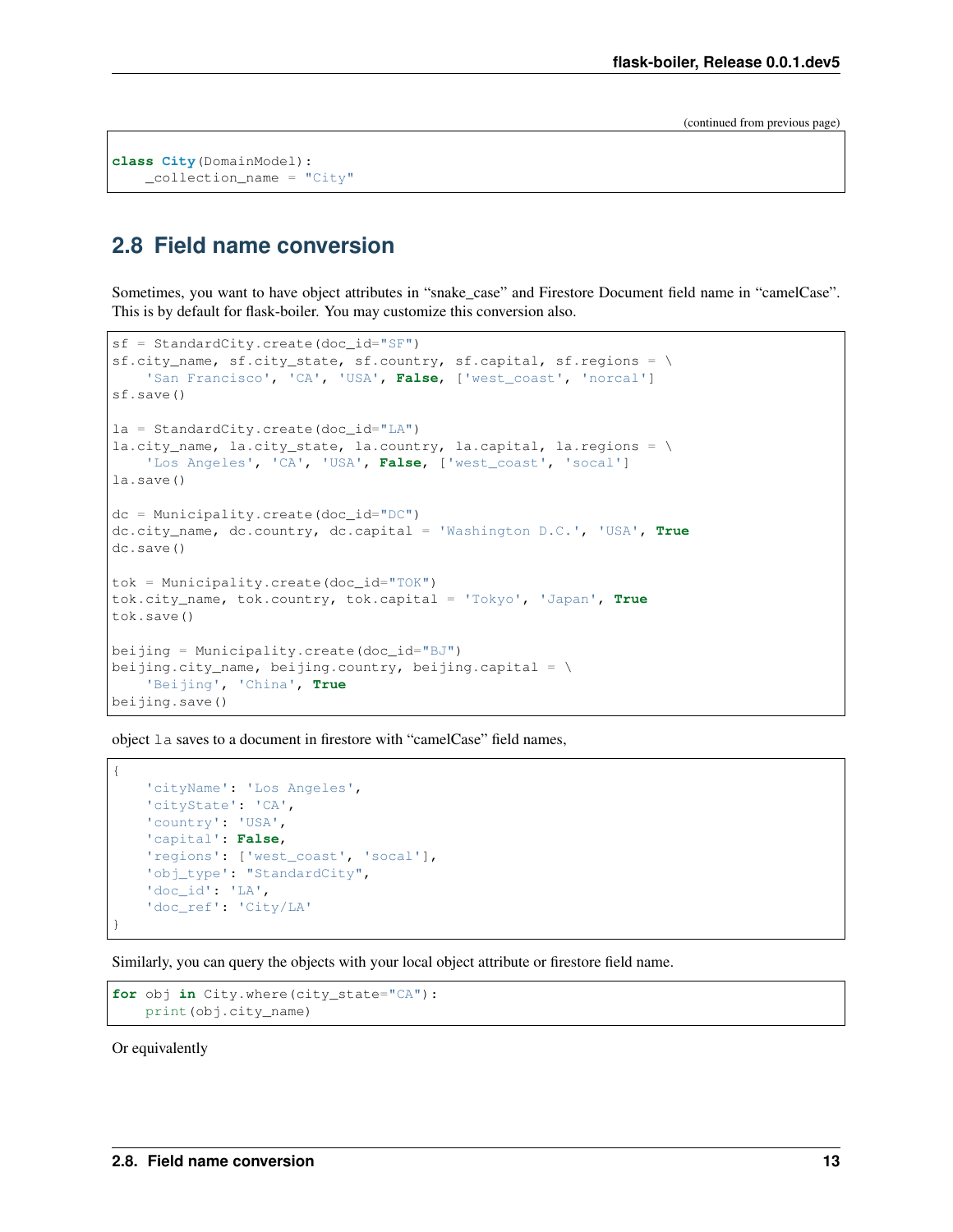(continued from previous page)

```
class City(DomainModel):
    _collection_name = "City"
```

## 2.8 Field name conversion

Sometimes, you want to have object attributes in "snake_case" and Firestore Document field name in "camelCase". This is by default for flask-boiler. You may customize this conversion also.

```
sf = StandardCity.create(doc_id="SF")
sf.city_name, sf.city_state, sf.country, sf.capital, sf.regions = \
    'San Francisco', 'CA', 'USA', False, ['west_coast', 'norcal']
sf.save()

la = StandardCity.create(doc_id="LA")
la.city_name, la.city_state, la.country, la.capital, la.regions = \
    'Los Angeles', 'CA', 'USA', False, ['west_coast', 'socal']
la.save()

dc = Municipality.create(doc_id="DC")
dc.city_name, dc.country, dc.capital = 'Washington D.C.', 'USA', True
dc.save()

tok = Municipality.create(doc_id="TOK")
tok.city_name, tok.country, tok.capital = 'Tokyo', 'Japan', True
tok.save()

beijing = Municipality.create(doc_id="BJ")
beijing.city_name, beijing.country, beijing.capital = \
    'Beijing', 'China', True
beijing.save()
```

object `la` saves to a document in firestore with "camelCase" field names,

```
{
    'cityName': 'Los Angeles',
    'cityState': 'CA',
    'country': 'USA',
    'capital': False,
    'regions': ['west_coast', 'socal'],
    'obj_type': "StandardCity",
    'doc_id': 'LA',
    'doc_ref': 'City/LA'
}
```

Similarly, you can query the objects with your local object attribute or firestore field name.

```
for obj in City.where(city_state="CA"):
    print(obj.city_name)
```

Or equivalently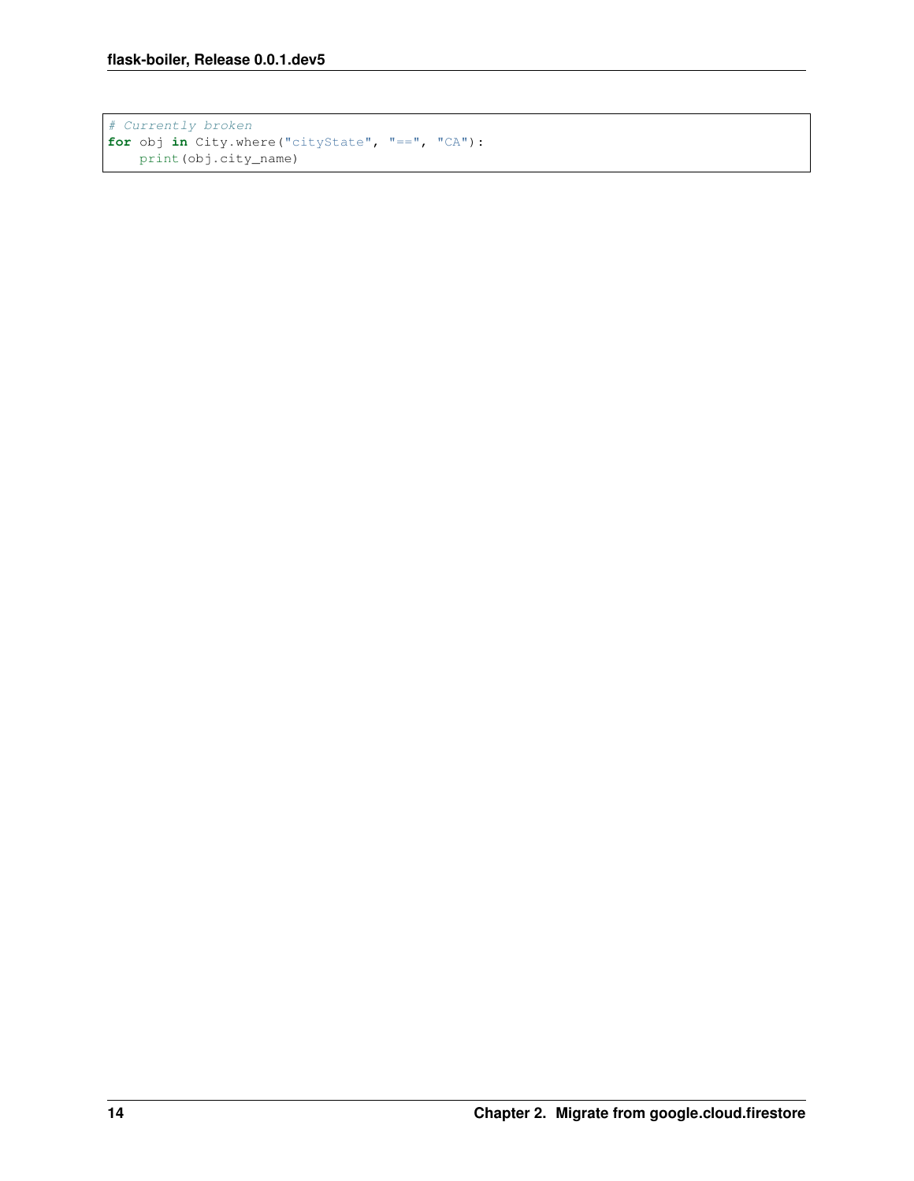```python
# Currently broken
for obj in City.where("cityState", "==", "CA"):
    print(obj.city_name)
```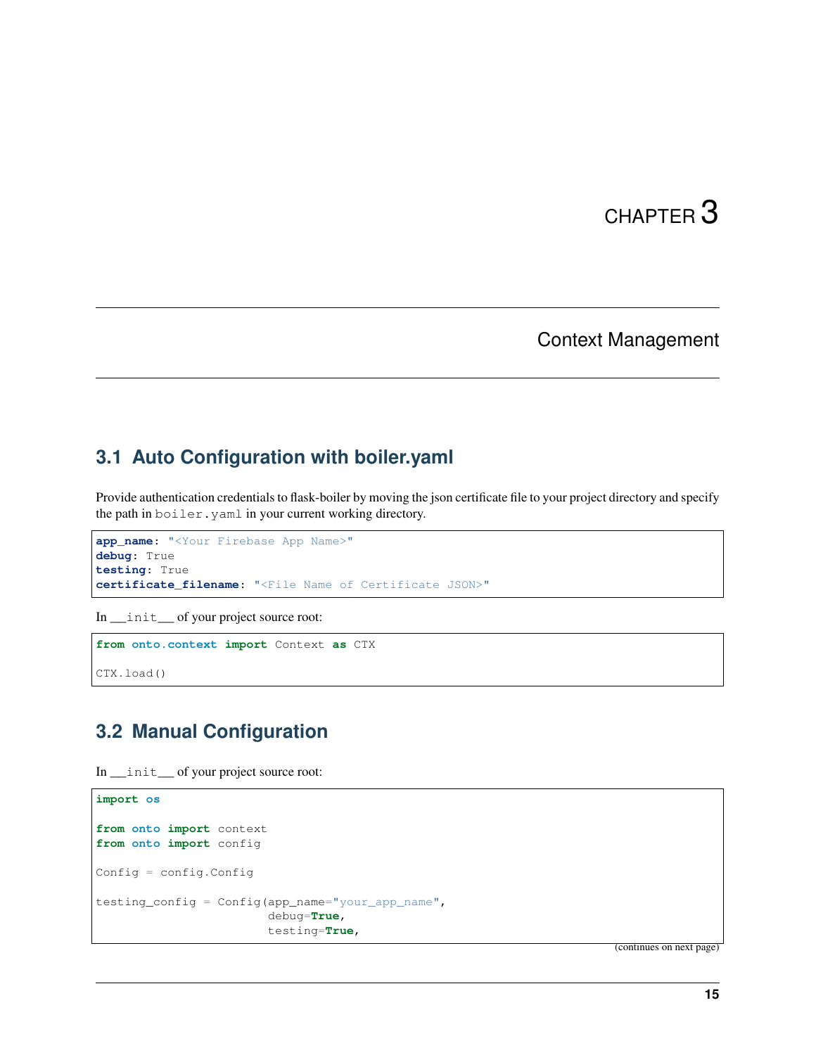# CHAPTER 3

## Context Management

### 3.1 Auto Configuration with boiler.yaml

Provide authentication credentials to flask-boiler by moving the json certificate file to your project directory and specify the path in `boiler.yaml` in your current working directory.

```yaml
app_name: "<Your Firebase App Name>"
debug: True
testing: True
certificate_filename: "<File Name of Certificate JSON>"
```

In `__init__` of your project source root:

```python
from onto.context import Context as CTX

CTX.load()
```

### 3.2 Manual Configuration

In `__init__` of your project source root:

```python
import os

from onto import context
from onto import config

Config = config.Config

testing_config = Config(app_name="your_app_name",
                        debug=True,
                        testing=True,
```

(continues on next page)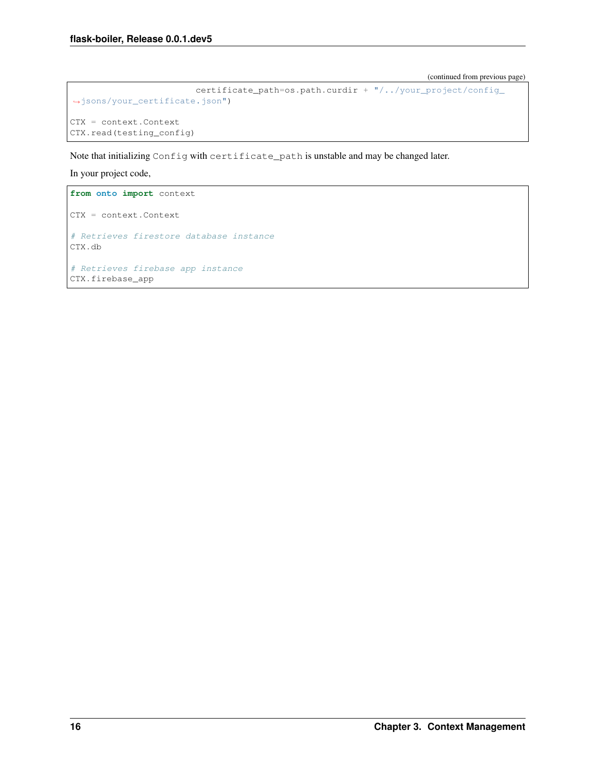(continued from previous page)

```
                        certificate_path=os.path.curdir + "/../your_project/config_
↪jsons/your_certificate.json")

CTX = context.Context
CTX.read(testing_config)
```

Note that initializing `Config` with `certificate_path` is unstable and may be changed later.

In your project code,

```
from onto import context

CTX = context.Context

# Retrieves firestore database instance
CTX.db

# Retrieves firebase app instance
CTX.firebase_app
```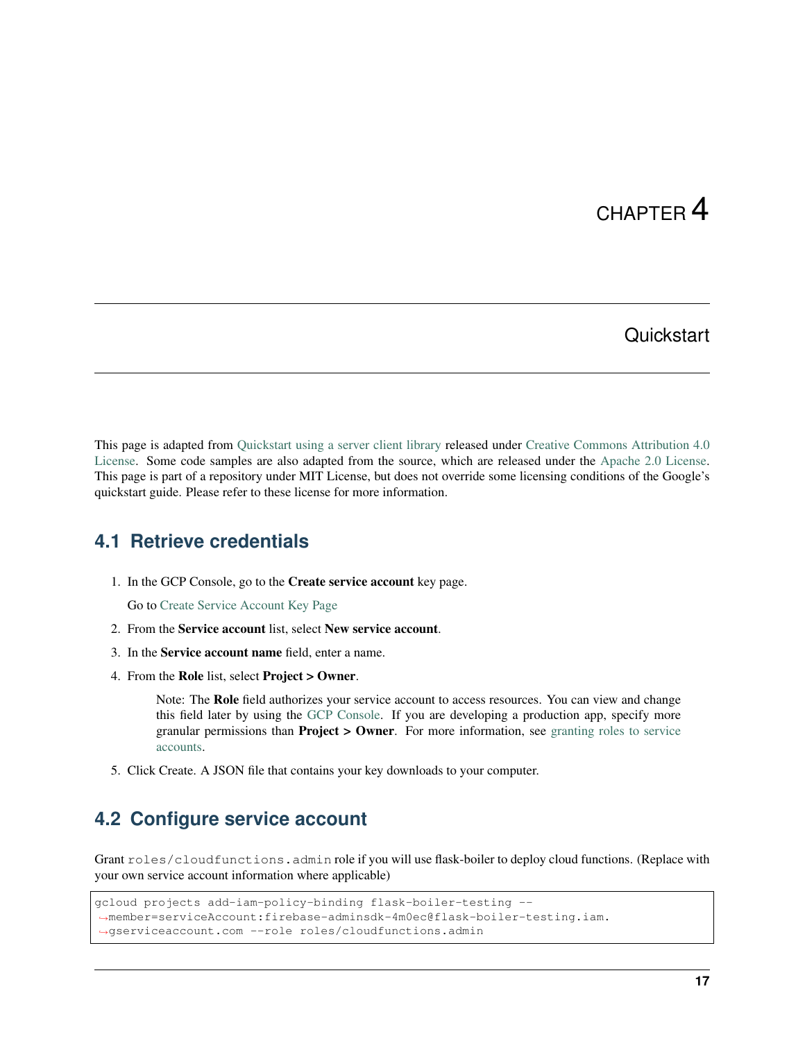# CHAPTER 4

# Quickstart

This page is adapted from Quickstart using a server client library released under Creative Commons Attribution 4.0 License. Some code samples are also adapted from the source, which are released under the Apache 2.0 License. This page is part of a repository under MIT License, but does not override some licensing conditions of the Google's quickstart guide. Please refer to these license for more information.

## 4.1 Retrieve credentials

1. In the GCP Console, go to the **Create service account** key page.

   Go to Create Service Account Key Page

2. From the **Service account** list, select **New service account**.
3. In the **Service account name** field, enter a name.
4. From the **Role** list, select **Project > Owner**.

   Note: The **Role** field authorizes your service account to access resources. You can view and change this field later by using the GCP Console. If you are developing a production app, specify more granular permissions than **Project > Owner**. For more information, see granting roles to service accounts.

5. Click Create. A JSON file that contains your key downloads to your computer.

## 4.2 Configure service account

Grant `roles/cloudfunctions.admin` role if you will use flask-boiler to deploy cloud functions. (Replace with your own service account information where applicable)

```
gcloud projects add-iam-policy-binding flask-boiler-testing --
↪member=serviceAccount:firebase-adminsdk-4m0ec@flask-boiler-testing.iam.
↪gserviceaccount.com --role roles/cloudfunctions.admin
```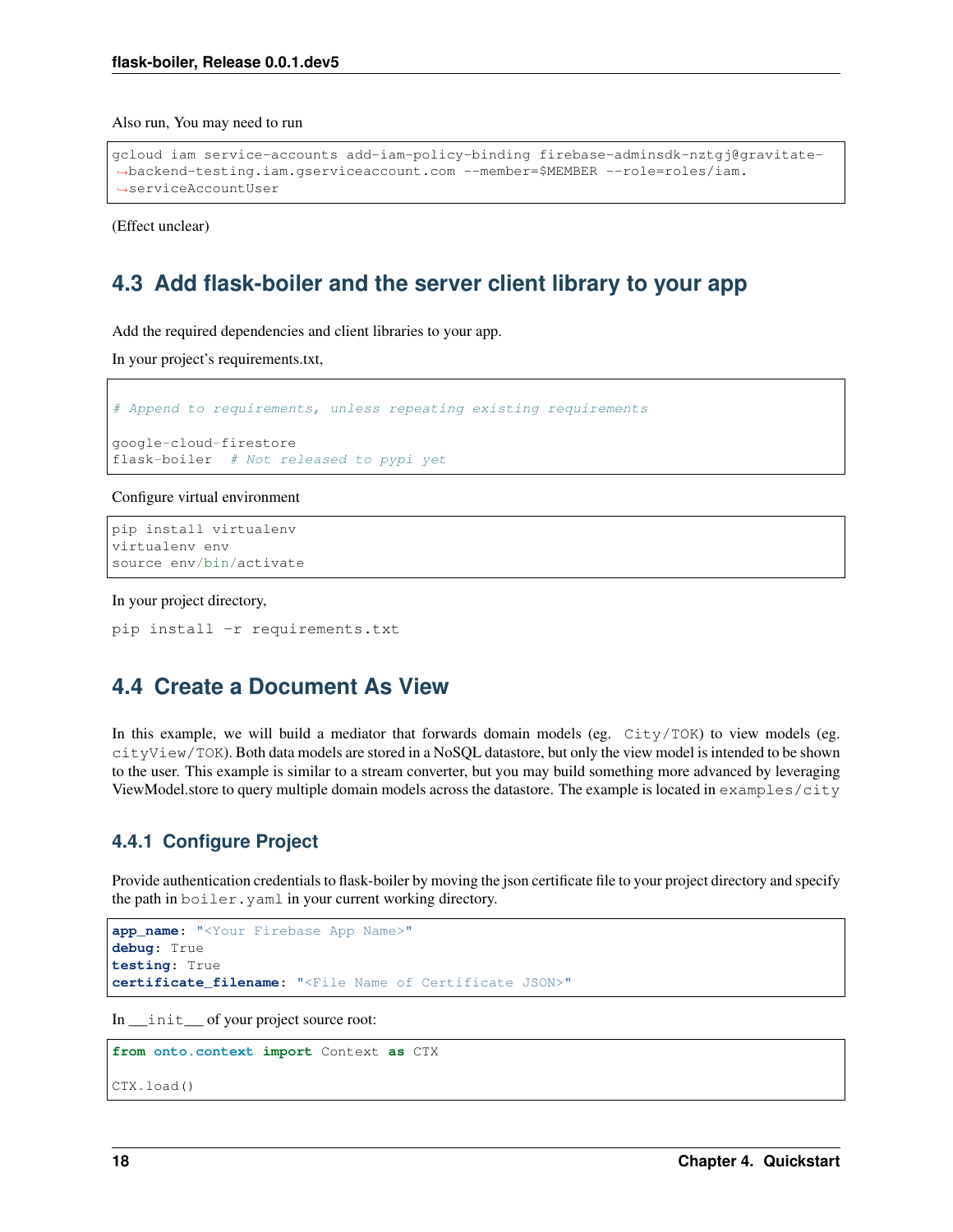Also run, You may need to run

```
gcloud iam service-accounts add-iam-policy-binding firebase-adminsdk-nztgj@gravitate-backend-testing.iam.gserviceaccount.com --member=$MEMBER --role=roles/iam.serviceAccountUser
```

(Effect unclear)

## 4.3 Add flask-boiler and the server client library to your app

Add the required dependencies and client libraries to your app.

In your project's requirements.txt,

```
# Append to requirements, unless repeating existing requirements

google-cloud-firestore
flask-boiler  # Not released to pypi yet
```

Configure virtual environment

```
pip install virtualenv
virtualenv env
source env/bin/activate
```

In your project directory,

```
pip install -r requirements.txt
```

## 4.4 Create a Document As View

In this example, we will build a mediator that forwards domain models (eg. `City/TOK`) to view models (eg. `cityView/TOK`). Both data models are stored in a NoSQL datastore, but only the view model is intended to be shown to the user. This example is similar to a stream converter, but you may build something more advanced by leveraging ViewModel.store to query multiple domain models across the datastore. The example is located in `examples/city`

### 4.4.1 Configure Project

Provide authentication credentials to flask-boiler by moving the json certificate file to your project directory and specify the path in `boiler.yaml` in your current working directory.

```yaml
app_name: "<Your Firebase App Name>"
debug: True
testing: True
certificate_filename: "<File Name of Certificate JSON>"
```

In `__init__` of your project source root:

```python
from onto.context import Context as CTX

CTX.load()
```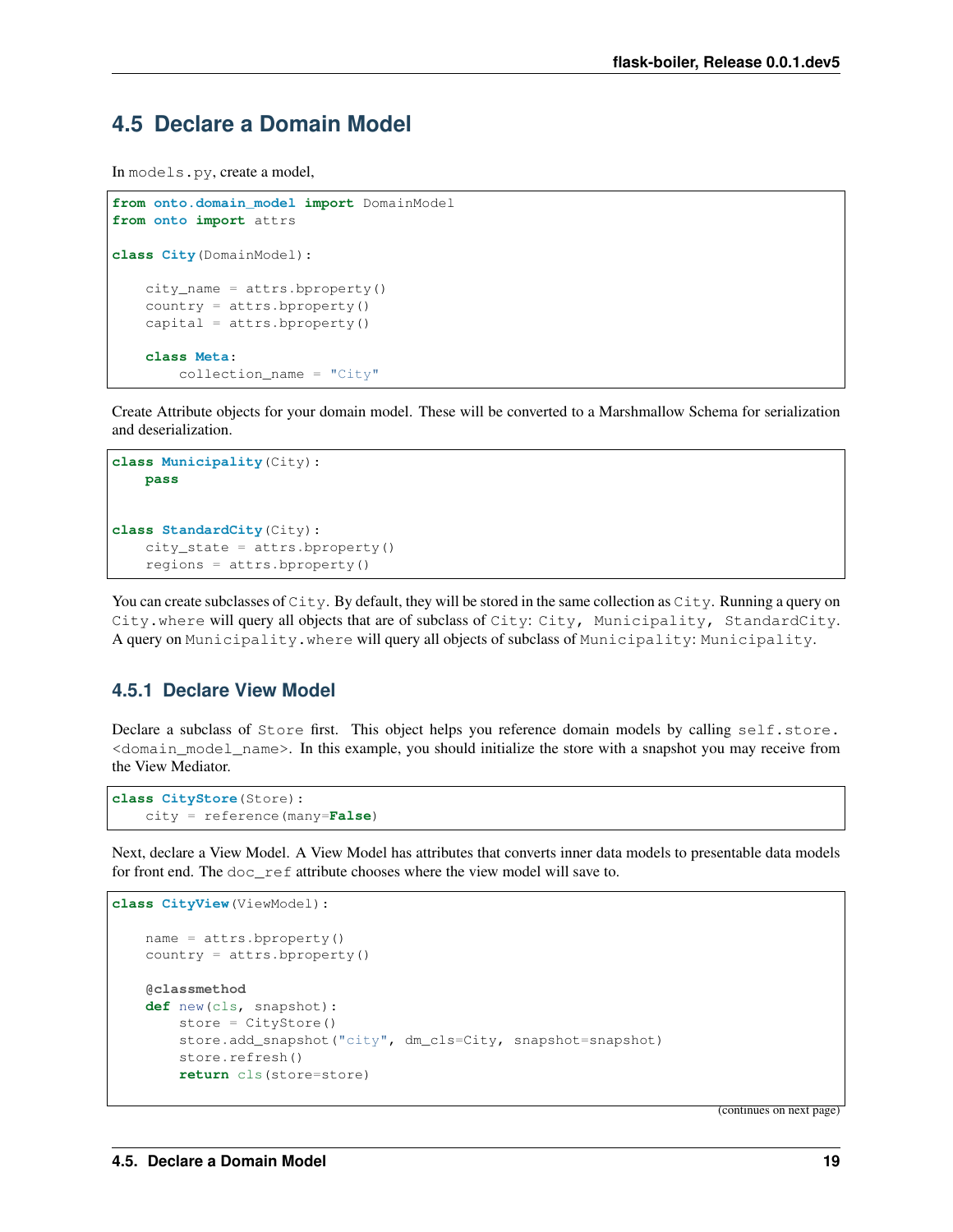## 4.5 Declare a Domain Model

In `models.py`, create a model,

```
from onto.domain_model import DomainModel
from onto import attrs

class City(DomainModel):

    city_name = attrs.bproperty()
    country = attrs.bproperty()
    capital = attrs.bproperty()

    class Meta:
        collection_name = "City"
```

Create Attribute objects for your domain model. These will be converted to a Marshmallow Schema for serialization and deserialization.

```
class Municipality(City):
    pass


class StandardCity(City):
    city_state = attrs.bproperty()
    regions = attrs.bproperty()
```

You can create subclasses of `City`. By default, they will be stored in the same collection as `City`. Running a query on `City.where` will query all objects that are of subclass of `City`: `City, Municipality, StandardCity`. A query on `Municipality.where` will query all objects of subclass of `Municipality`: `Municipality`.

### 4.5.1 Declare View Model

Declare a subclass of `Store` first. This object helps you reference domain models by calling `self.store.<domain_model_name>`. In this example, you should initialize the store with a snapshot you may receive from the View Mediator.

```
class CityStore(Store):
    city = reference(many=False)
```

Next, declare a View Model. A View Model has attributes that converts inner data models to presentable data models for front end. The `doc_ref` attribute chooses where the view model will save to.

```
class CityView(ViewModel):

    name = attrs.bproperty()
    country = attrs.bproperty()

    @classmethod
    def new(cls, snapshot):
        store = CityStore()
        store.add_snapshot("city", dm_cls=City, snapshot=snapshot)
        store.refresh()
        return cls(store=store)
```

(continues on next page)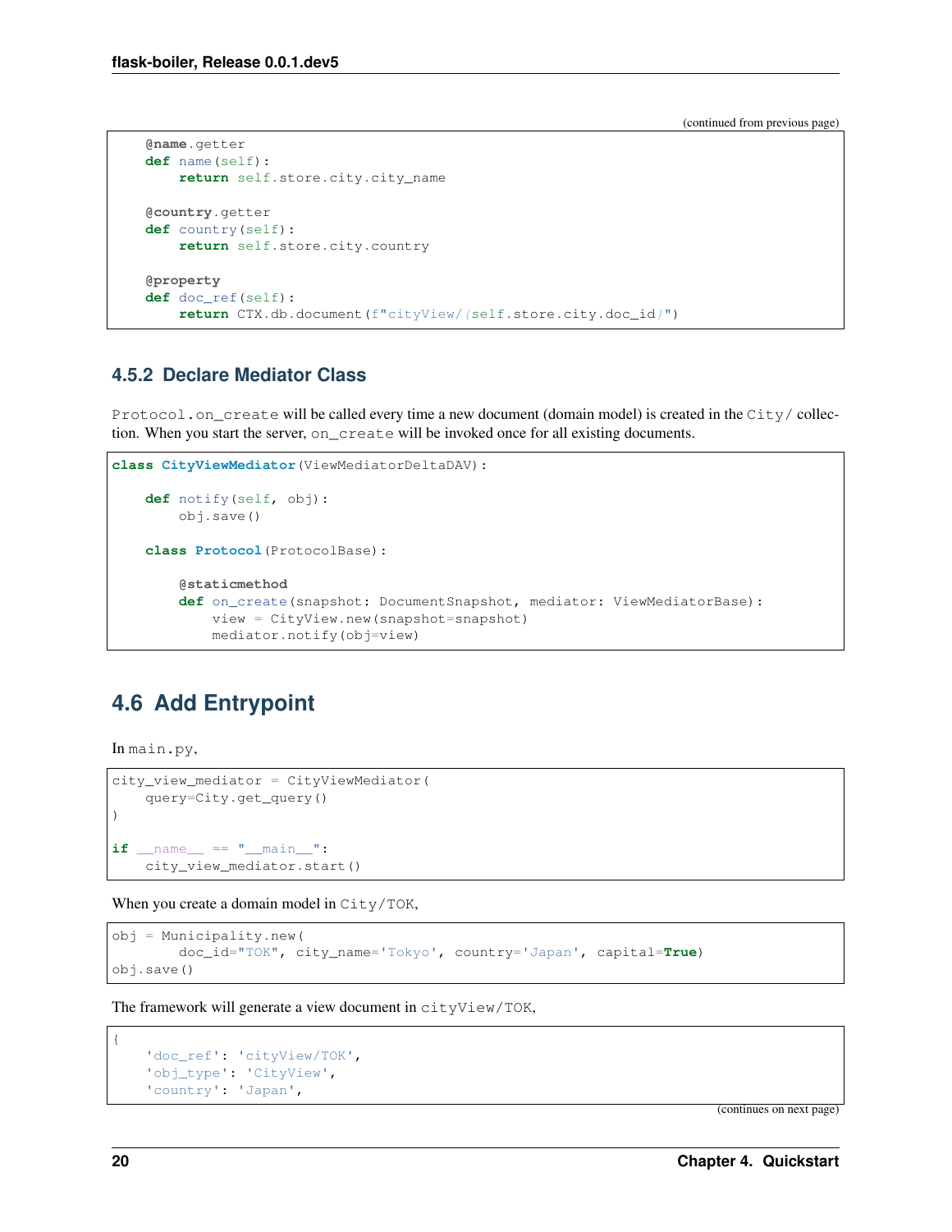(continued from previous page)

```
    @name.getter
    def name(self):
        return self.store.city.city_name

    @country.getter
    def country(self):
        return self.store.city.country

    @property
    def doc_ref(self):
        return CTX.db.document(f"cityView/{self.store.city.doc_id}")
```

### 4.5.2 Declare Mediator Class

`Protocol.on_create` will be called every time a new document (domain model) is created in the `City/` collection. When you start the server, `on_create` will be invoked once for all existing documents.

```
class CityViewMediator(ViewMediatorDeltaDAV):

    def notify(self, obj):
        obj.save()

    class Protocol(ProtocolBase):

        @staticmethod
        def on_create(snapshot: DocumentSnapshot, mediator: ViewMediatorBase):
            view = CityView.new(snapshot=snapshot)
            mediator.notify(obj=view)
```

## 4.6 Add Entrypoint

In `main.py`,

```
city_view_mediator = CityViewMediator(
    query=City.get_query()
)

if __name__ == "__main__":
    city_view_mediator.start()
```

When you create a domain model in `City/TOK`,

```
obj = Municipality.new(
        doc_id="TOK", city_name='Tokyo', country='Japan', capital=True)
obj.save()
```

The framework will generate a view document in `cityView/TOK`,

```
{
    'doc_ref': 'cityView/TOK',
    'obj_type': 'CityView',
    'country': 'Japan',
```

(continues on next page)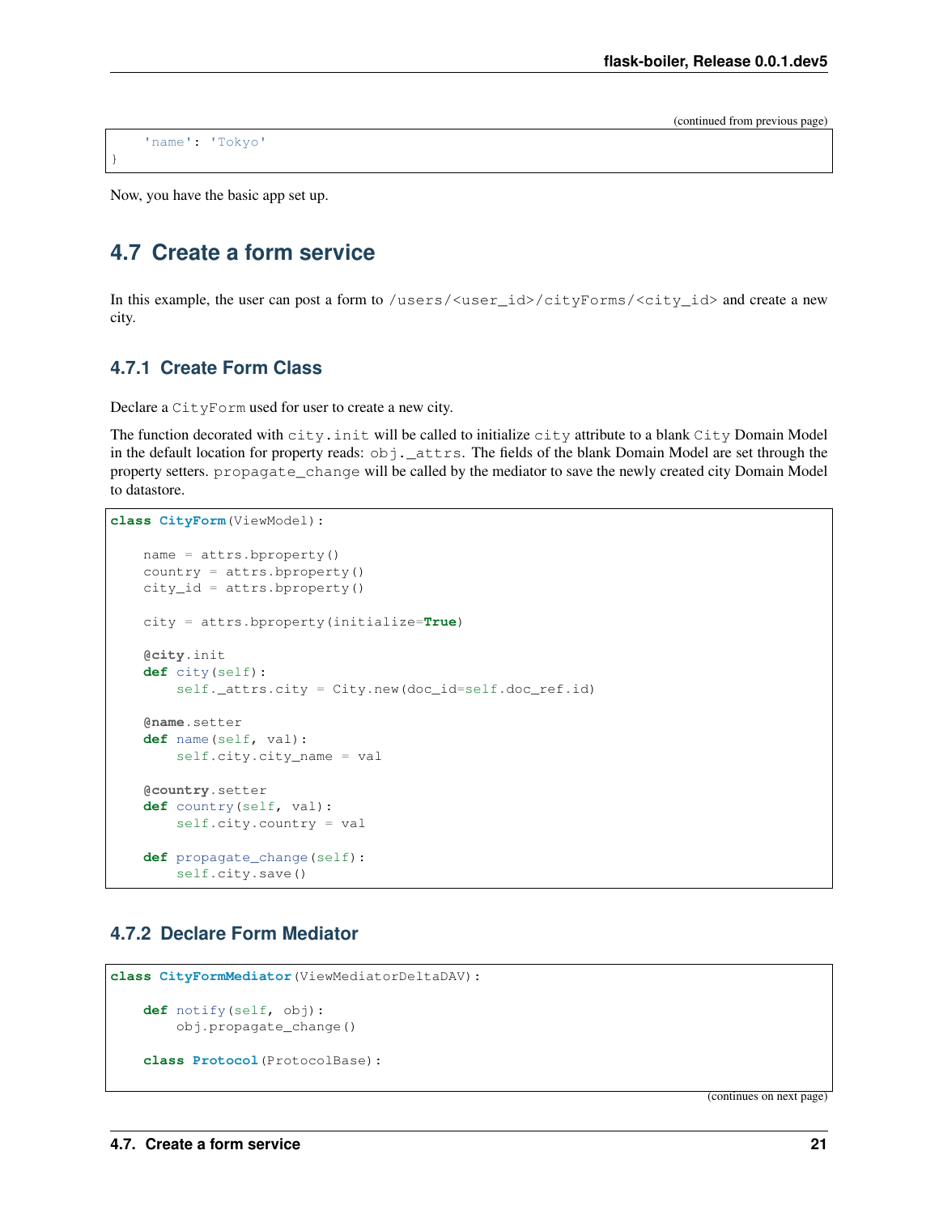(continued from previous page)

```
    'name': 'Tokyo'
}
```

Now, you have the basic app set up.

## 4.7 Create a form service

In this example, the user can post a form to `/users/<user_id>/cityForms/<city_id>` and create a new city.

### 4.7.1 Create Form Class

Declare a `CityForm` used for user to create a new city.

The function decorated with `city.init` will be called to initialize `city` attribute to a blank `City` Domain Model in the default location for property reads: `obj._attrs`. The fields of the blank Domain Model are set through the property setters. `propagate_change` will be called by the mediator to save the newly created city Domain Model to datastore.

```
class CityForm(ViewModel):

    name = attrs.bproperty()
    country = attrs.bproperty()
    city_id = attrs.bproperty()

    city = attrs.bproperty(initialize=True)

    @city.init
    def city(self):
        self._attrs.city = City.new(doc_id=self.doc_ref.id)

    @name.setter
    def name(self, val):
        self.city.city_name = val

    @country.setter
    def country(self, val):
        self.city.country = val

    def propagate_change(self):
        self.city.save()
```

### 4.7.2 Declare Form Mediator

```
class CityFormMediator(ViewMediatorDeltaDAV):

    def notify(self, obj):
        obj.propagate_change()

    class Protocol(ProtocolBase):
```

(continues on next page)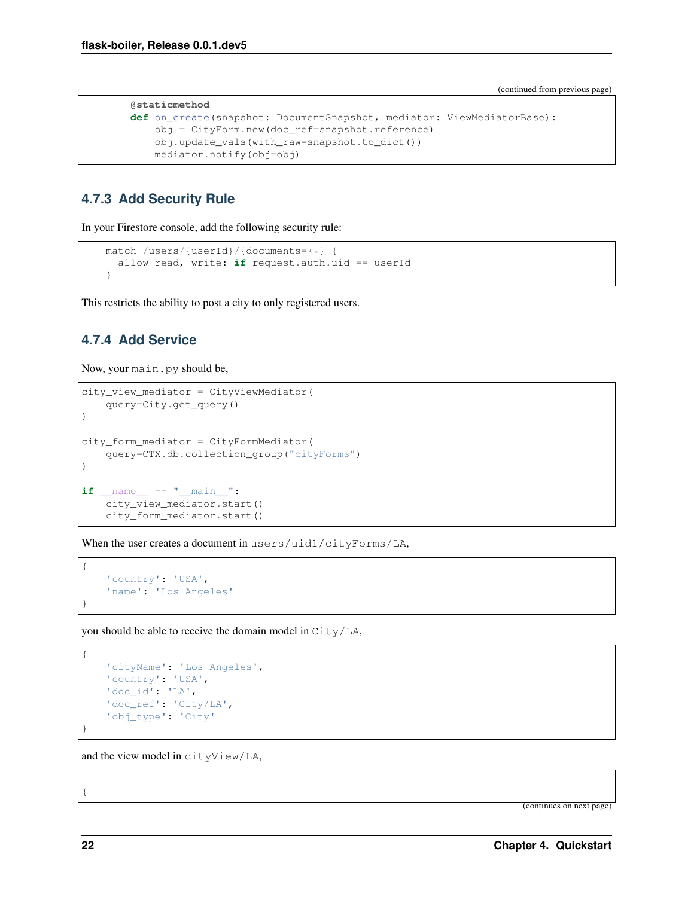(continued from previous page)

```
    @staticmethod
    def on_create(snapshot: DocumentSnapshot, mediator: ViewMediatorBase):
        obj = CityForm.new(doc_ref=snapshot.reference)
        obj.update_vals(with_raw=snapshot.to_dict())
        mediator.notify(obj=obj)
```

### 4.7.3 Add Security Rule

In your Firestore console, add the following security rule:

```
match /users/{userId}/{documents=**} {
  allow read, write: if request.auth.uid == userId
}
```

This restricts the ability to post a city to only registered users.

### 4.7.4 Add Service

Now, your `main.py` should be,

```
city_view_mediator = CityViewMediator(
    query=City.get_query()
)

city_form_mediator = CityFormMediator(
    query=CTX.db.collection_group("cityForms")
)

if __name__ == "__main__":
    city_view_mediator.start()
    city_form_mediator.start()
```

When the user creates a document in `users/uid1/cityForms/LA`,

```
{
    'country': 'USA',
    'name': 'Los Angeles'
}
```

you should be able to receive the domain model in `City/LA`,

```
{
    'cityName': 'Los Angeles',
    'country': 'USA',
    'doc_id': 'LA',
    'doc_ref': 'City/LA',
    'obj_type': 'City'
}
```

and the view model in `cityView/LA`,

```
{
```

(continues on next page)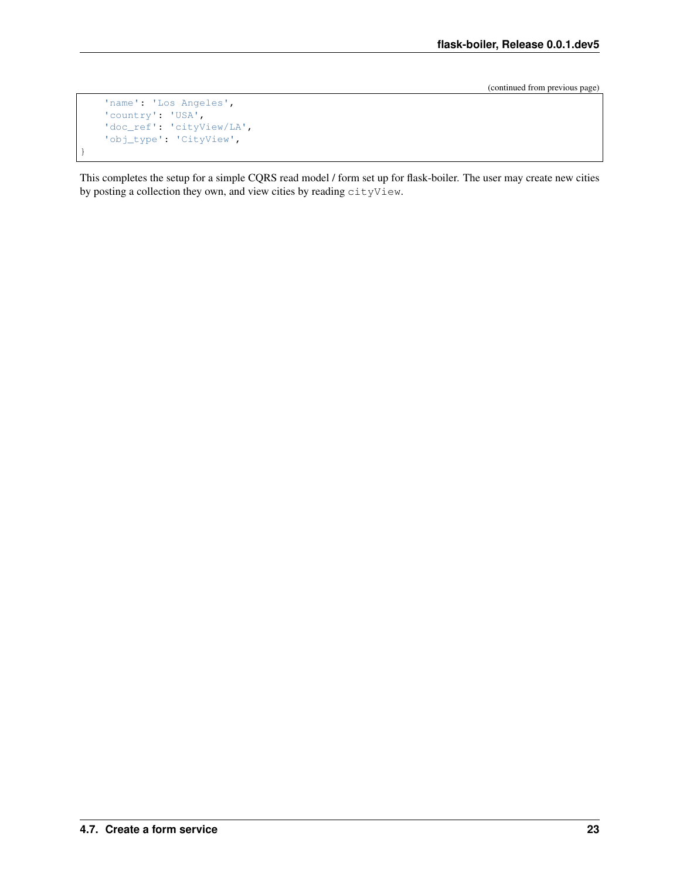(continued from previous page)

```
    'name': 'Los Angeles',
    'country': 'USA',
    'doc_ref': 'cityView/LA',
    'obj_type': 'CityView',
}
```

This completes the setup for a simple CQRS read model / form set up for flask-boiler. The user may create new cities by posting a collection they own, and view cities by reading `cityView`.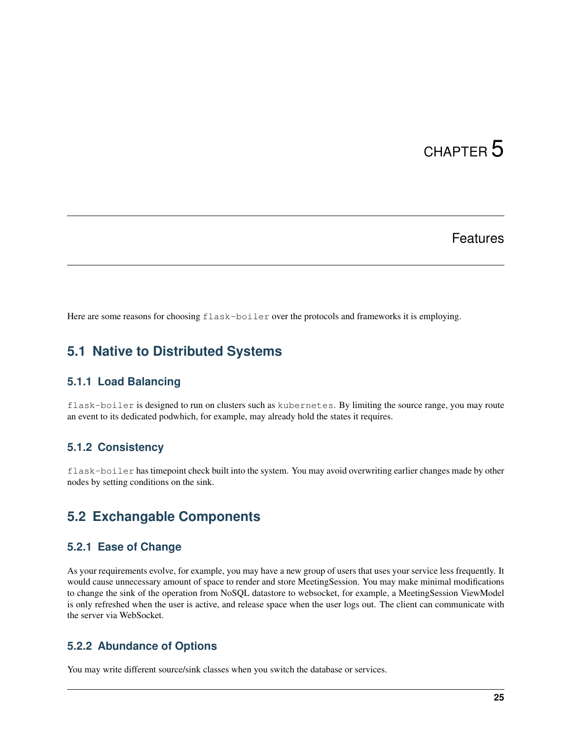# CHAPTER 5

## Features

Here are some reasons for choosing `flask-boiler` over the protocols and frameworks it is employing.

## 5.1 Native to Distributed Systems

### 5.1.1 Load Balancing

`flask-boiler` is designed to run on clusters such as `kubernetes`. By limiting the source range, you may route an event to its dedicated podwhich, for example, may already hold the states it requires.

### 5.1.2 Consistency

`flask-boiler` has timepoint check built into the system. You may avoid overwriting earlier changes made by other nodes by setting conditions on the sink.

## 5.2 Exchangable Components

### 5.2.1 Ease of Change

As your requirements evolve, for example, you may have a new group of users that uses your service less frequently. It would cause unnecessary amount of space to render and store MeetingSession. You may make minimal modifications to change the sink of the operation from NoSQL datastore to websocket, for example, a MeetingSession ViewModel is only refreshed when the user is active, and release space when the user logs out. The client can communicate with the server via WebSocket.

### 5.2.2 Abundance of Options

You may write different source/sink classes when you switch the database or services.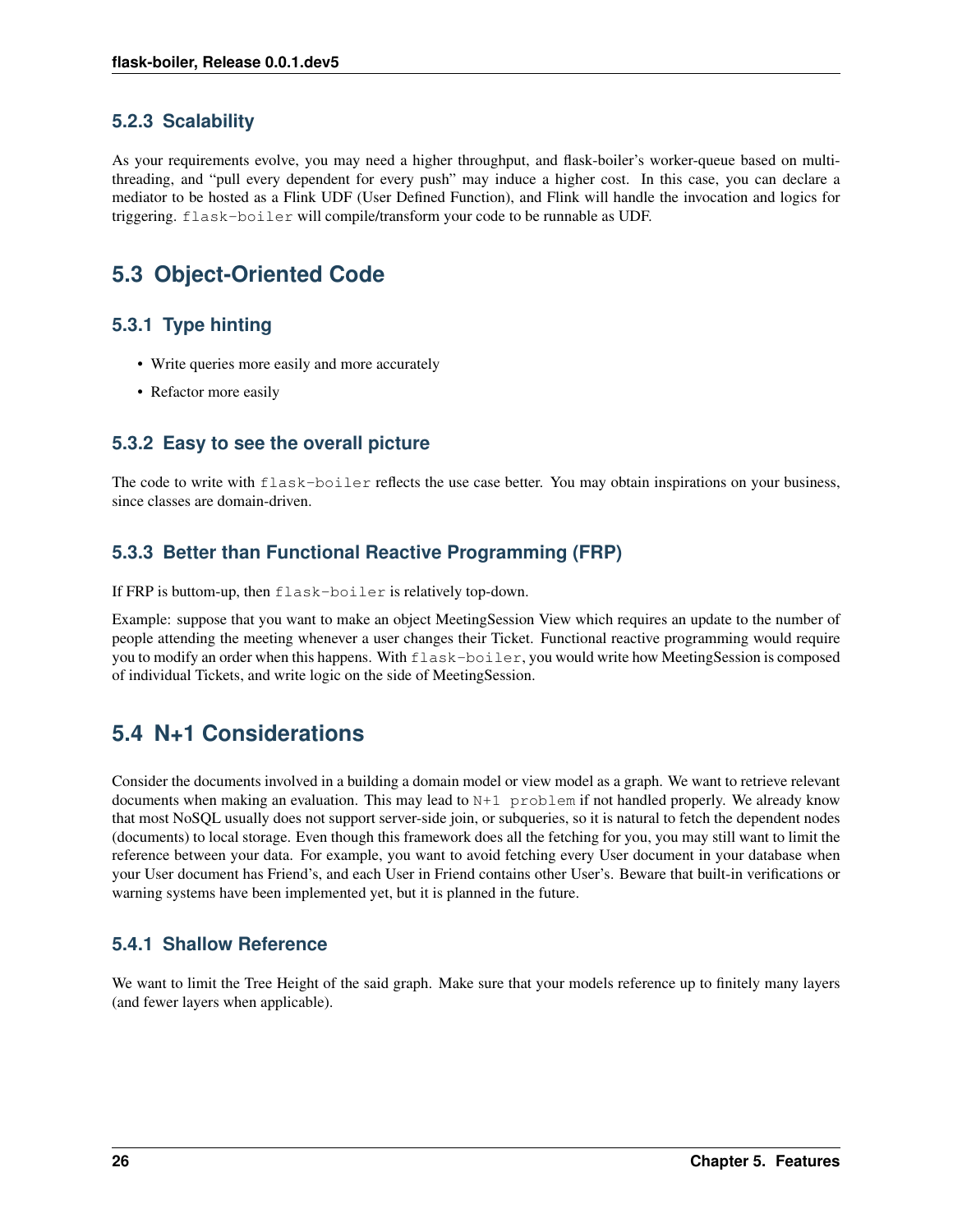### 5.2.3 Scalability

As your requirements evolve, you may need a higher throughput, and flask-boiler's worker-queue based on multi-threading, and "pull every dependent for every push" may induce a higher cost. In this case, you can declare a mediator to be hosted as a Flink UDF (User Defined Function), and Flink will handle the invocation and logics for triggering. `flask-boiler` will compile/transform your code to be runnable as UDF.

## 5.3 Object-Oriented Code

### 5.3.1 Type hinting

- Write queries more easily and more accurately
- Refactor more easily

### 5.3.2 Easy to see the overall picture

The code to write with `flask-boiler` reflects the use case better. You may obtain inspirations on your business, since classes are domain-driven.

### 5.3.3 Better than Functional Reactive Programming (FRP)

If FRP is buttom-up, then `flask-boiler` is relatively top-down.

Example: suppose that you want to make an object MeetingSession View which requires an update to the number of people attending the meeting whenever a user changes their Ticket. Functional reactive programming would require you to modify an order when this happens. With `flask-boiler`, you would write how MeetingSession is composed of individual Tickets, and write logic on the side of MeetingSession.

## 5.4 N+1 Considerations

Consider the documents involved in a building a domain model or view model as a graph. We want to retrieve relevant documents when making an evaluation. This may lead to `N+1 problem` if not handled properly. We already know that most NoSQL usually does not support server-side join, or subqueries, so it is natural to fetch the dependent nodes (documents) to local storage. Even though this framework does all the fetching for you, you may still want to limit the reference between your data. For example, you want to avoid fetching every User document in your database when your User document has Friend's, and each User in Friend contains other User's. Beware that built-in verifications or warning systems have been implemented yet, but it is planned in the future.

### 5.4.1 Shallow Reference

We want to limit the Tree Height of the said graph. Make sure that your models reference up to finitely many layers (and fewer layers when applicable).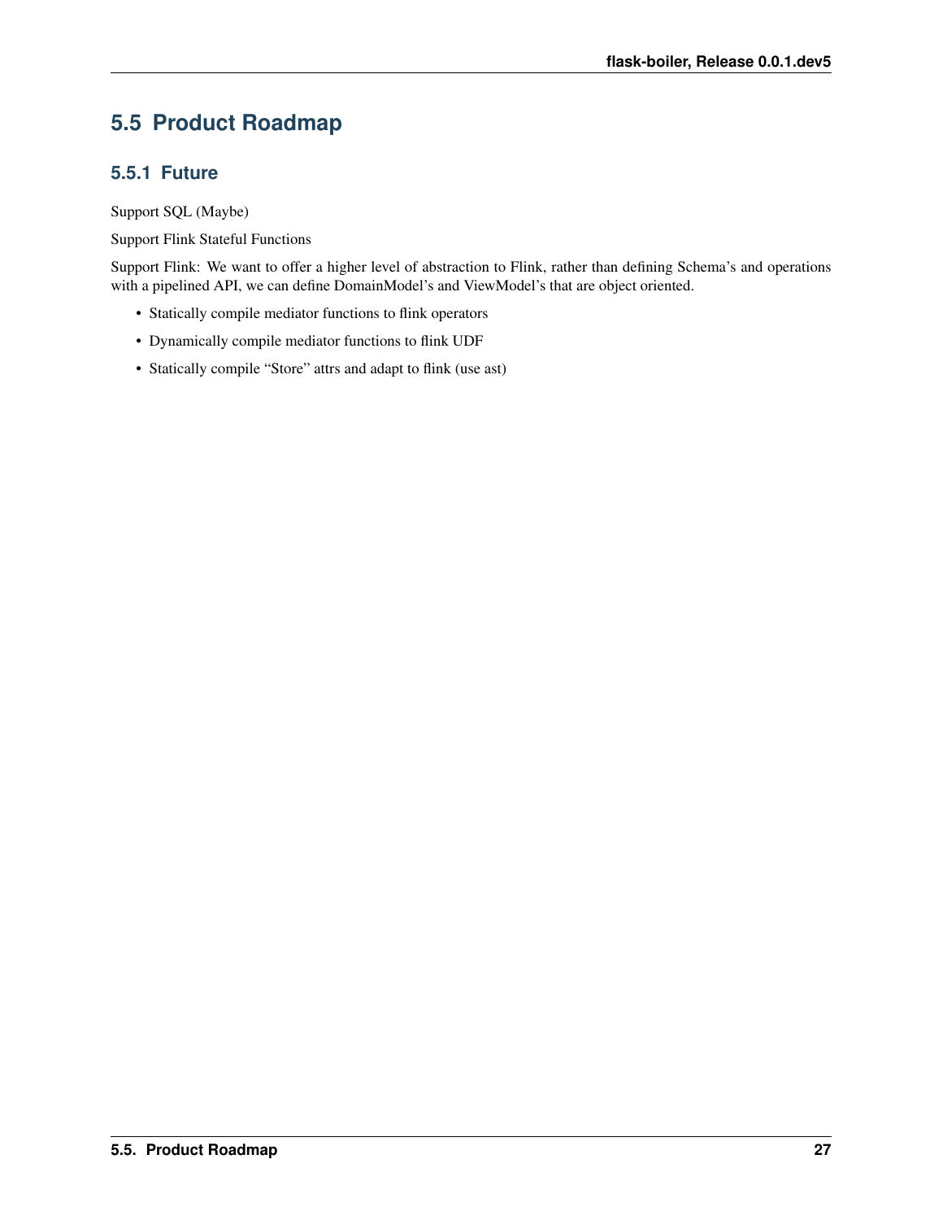## 5.5 Product Roadmap

### 5.5.1 Future

Support SQL (Maybe)

Support Flink Stateful Functions

Support Flink: We want to offer a higher level of abstraction to Flink, rather than defining Schema's and operations with a pipelined API, we can define DomainModel's and ViewModel's that are object oriented.

- Statically compile mediator functions to flink operators
- Dynamically compile mediator functions to flink UDF
- Statically compile "Store" attrs and adapt to flink (use ast)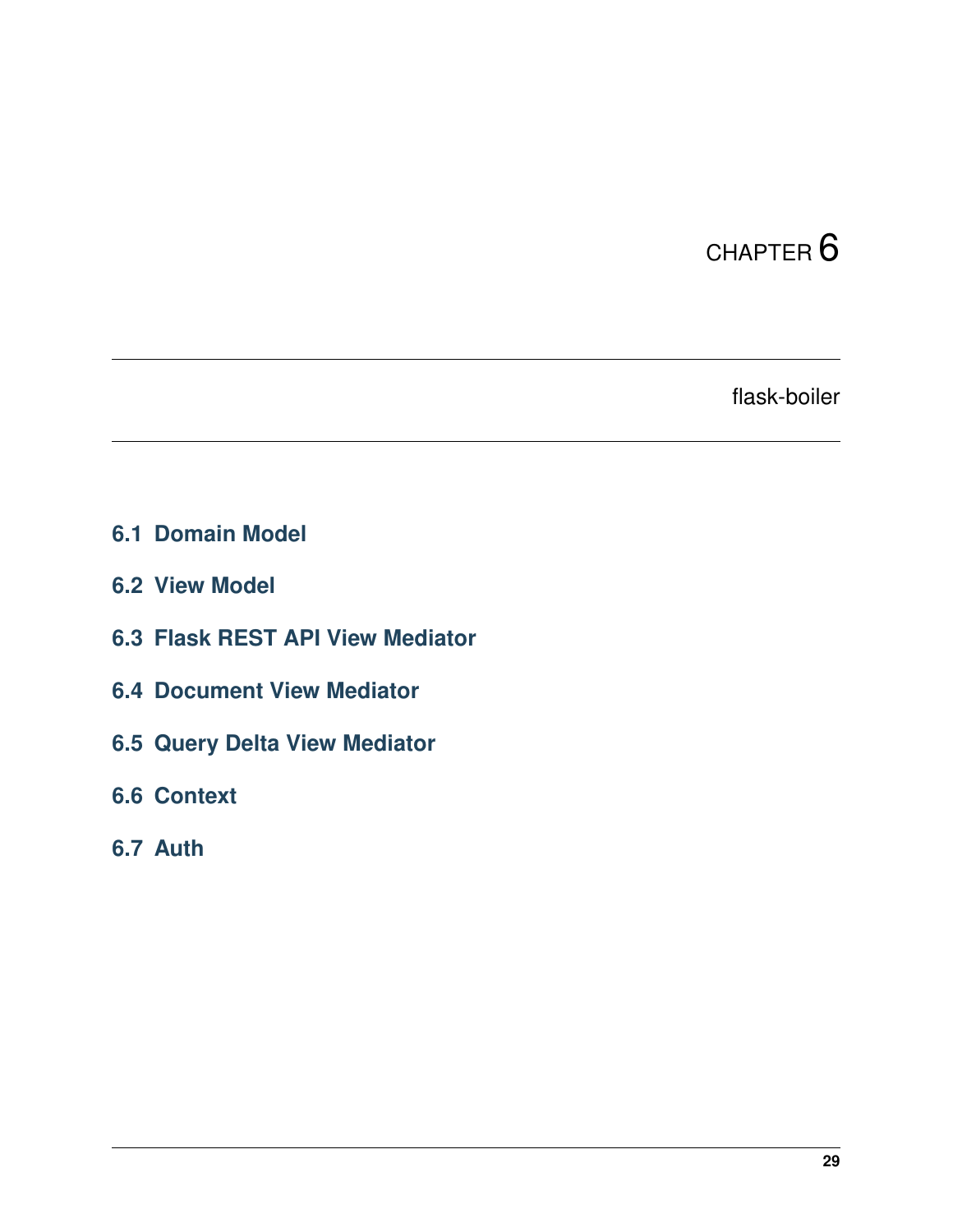# CHAPTER 6

flask-boiler

## 6.1 Domain Model

## 6.2 View Model

## 6.3 Flask REST API View Mediator

## 6.4 Document View Mediator

## 6.5 Query Delta View Mediator

## 6.6 Context

## 6.7 Auth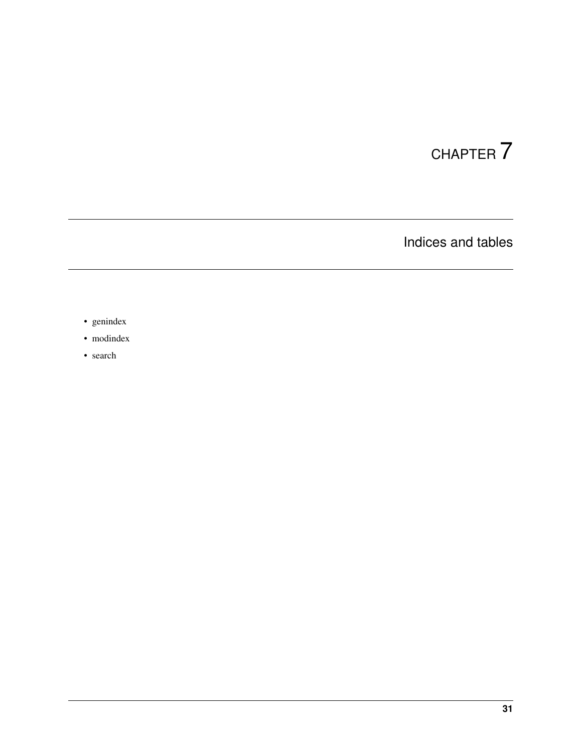# CHAPTER 7

## Indices and tables

- genindex
- modindex
- search